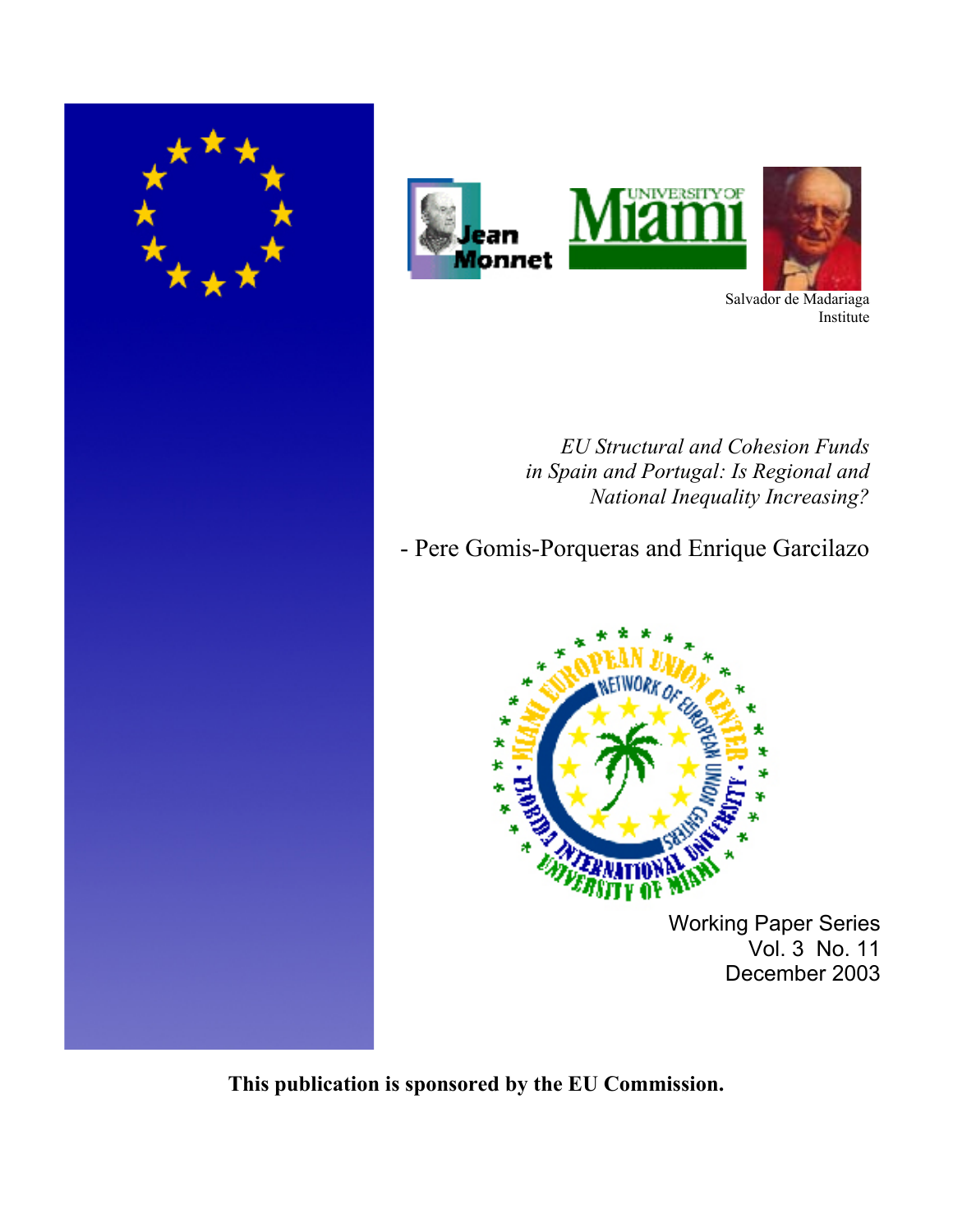Salvador de Madariaga Institute

*EU Structural and Cohesion Funds in Spain and Portugal: Is Regional and National Inequality Increasing?*

- Pere Gomis-Porqueras and Enrique Garcilazo

Working Paper Series
Vol. 3 No. 11
December 2003

**This publication is sponsored by the EU Commission.**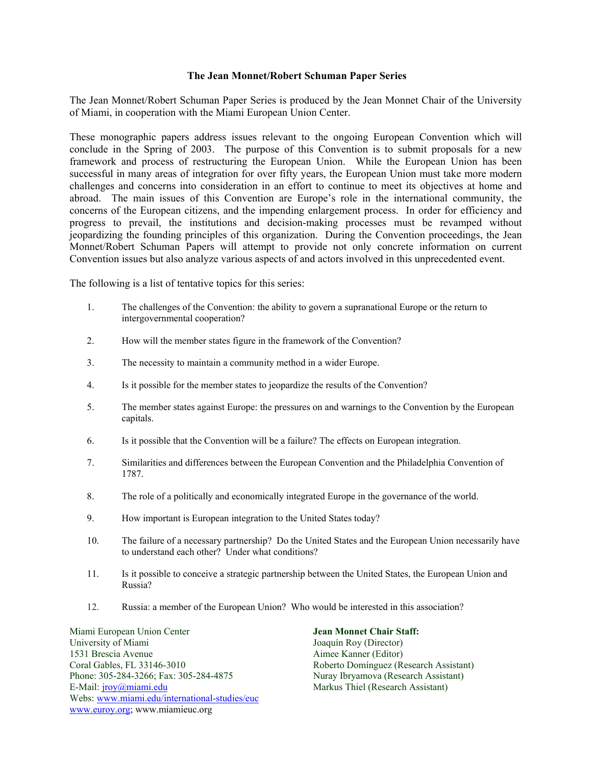### The Jean Monnet/Robert Schuman Paper Series

The Jean Monnet/Robert Schuman Paper Series is produced by the Jean Monnet Chair of the University of Miami, in cooperation with the Miami European Union Center.

These monographic papers address issues relevant to the ongoing European Convention which will conclude in the Spring of 2003. The purpose of this Convention is to submit proposals for a new framework and process of restructuring the European Union. While the European Union has been successful in many areas of integration for over fifty years, the European Union must take more modern challenges and concerns into consideration in an effort to continue to meet its objectives at home and abroad. The main issues of this Convention are Europe's role in the international community, the concerns of the European citizens, and the impending enlargement process. In order for efficiency and progress to prevail, the institutions and decision-making processes must be revamped without jeopardizing the founding principles of this organization. During the Convention proceedings, the Jean Monnet/Robert Schuman Papers will attempt to provide not only concrete information on current Convention issues but also analyze various aspects of and actors involved in this unprecedented event.

The following is a list of tentative topics for this series:

1. The challenges of the Convention: the ability to govern a supranational Europe or the return to intergovernmental cooperation?
2. How will the member states figure in the framework of the Convention?
3. The necessity to maintain a community method in a wider Europe.
4. Is it possible for the member states to jeopardize the results of the Convention?
5. The member states against Europe: the pressures on and warnings to the Convention by the European capitals.
6. Is it possible that the Convention will be a failure? The effects on European integration.
7. Similarities and differences between the European Convention and the Philadelphia Convention of 1787.
8. The role of a politically and economically integrated Europe in the governance of the world.
9. How important is European integration to the United States today?
10. The failure of a necessary partnership? Do the United States and the European Union necessarily have to understand each other? Under what conditions?
11. Is it possible to conceive a strategic partnership between the United States, the European Union and Russia?
12. Russia: a member of the European Union? Who would be interested in this association?

Miami European Union Center
University of Miami
1531 Brescia Avenue
Coral Gables, FL 33146-3010
Phone: 305-284-3266; Fax: 305-284-4875
E-Mail: jroy@miami.edu
Webs: www.miami.edu/international-studies/euc
www.euroy.org; www.miamieuc.org

**Jean Monnet Chair Staff:**
Joaquín Roy (Director)
Aimee Kanner (Editor)
Roberto Domínguez (Research Assistant)
Nuray Ibryamova (Research Assistant)
Markus Thiel (Research Assistant)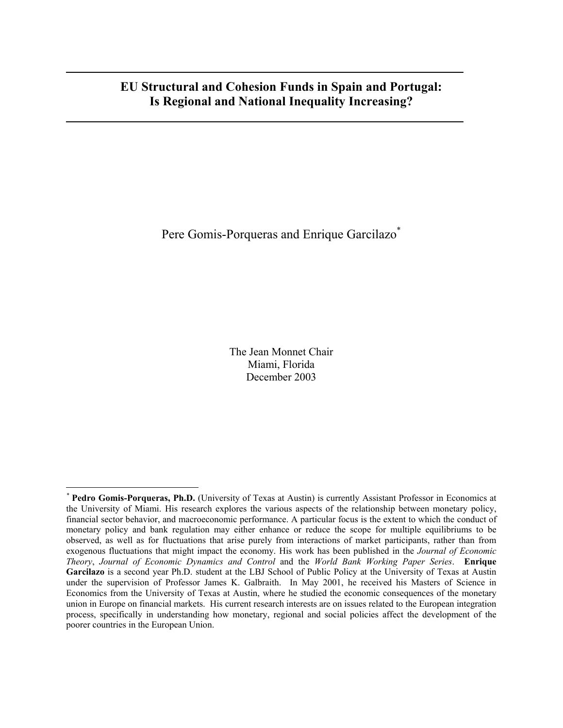# EU Structural and Cohesion Funds in Spain and Portugal: Is Regional and National Inequality Increasing?

Pere Gomis-Porqueras and Enrique Garcilazo[*]

The Jean Monnet Chair
Miami, Florida
December 2003

---

[*] **Pedro Gomis-Porqueras, Ph.D.** (University of Texas at Austin) is currently Assistant Professor in Economics at the University of Miami. His research explores the various aspects of the relationship between monetary policy, financial sector behavior, and macroeconomic performance. A particular focus is the extent to which the conduct of monetary policy and bank regulation may either enhance or reduce the scope for multiple equilibriums to be observed, as well as for fluctuations that arise purely from interactions of market participants, rather than from exogenous fluctuations that might impact the economy. His work has been published in the *Journal of Economic Theory*, *Journal of Economic Dynamics and Control* and the *World Bank Working Paper Series*. **Enrique Garcilazo** is a second year Ph.D. student at the LBJ School of Public Policy at the University of Texas at Austin under the supervision of Professor James K. Galbraith. In May 2001, he received his Masters of Science in Economics from the University of Texas at Austin, where he studied the economic consequences of the monetary union in Europe on financial markets. His current research interests are on issues related to the European integration process, specifically in understanding how monetary, regional and social policies affect the development of the poorer countries in the European Union.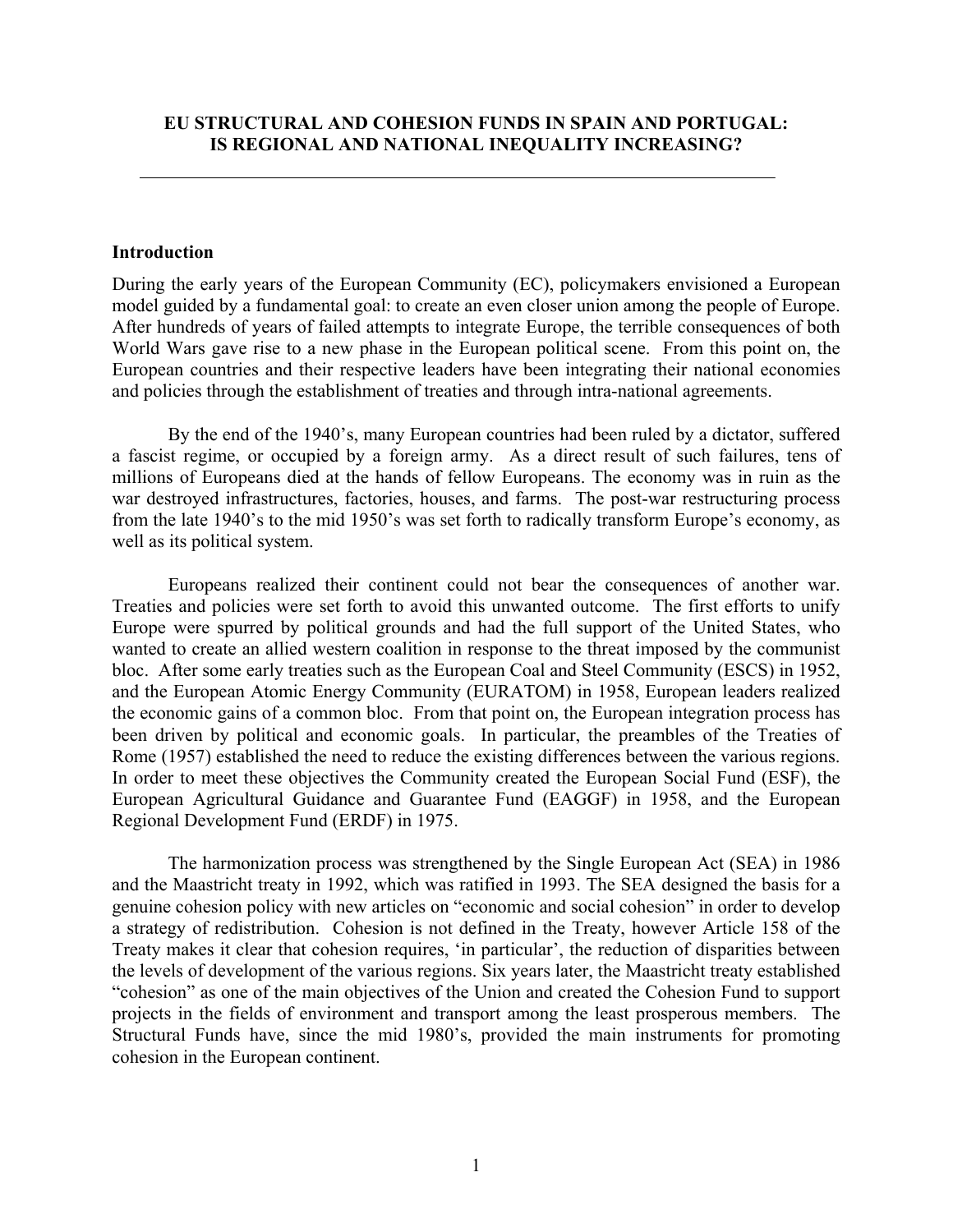**EU STRUCTURAL AND COHESION FUNDS IN SPAIN AND PORTUGAL: IS REGIONAL AND NATIONAL INEQUALITY INCREASING?**

---

## Introduction

During the early years of the European Community (EC), policymakers envisioned a European model guided by a fundamental goal: to create an even closer union among the people of Europe. After hundreds of years of failed attempts to integrate Europe, the terrible consequences of both World Wars gave rise to a new phase in the European political scene. From this point on, the European countries and their respective leaders have been integrating their national economies and policies through the establishment of treaties and through intra-national agreements.

By the end of the 1940's, many European countries had been ruled by a dictator, suffered a fascist regime, or occupied by a foreign army. As a direct result of such failures, tens of millions of Europeans died at the hands of fellow Europeans. The economy was in ruin as the war destroyed infrastructures, factories, houses, and farms. The post-war restructuring process from the late 1940's to the mid 1950's was set forth to radically transform Europe's economy, as well as its political system.

Europeans realized their continent could not bear the consequences of another war. Treaties and policies were set forth to avoid this unwanted outcome. The first efforts to unify Europe were spurred by political grounds and had the full support of the United States, who wanted to create an allied western coalition in response to the threat imposed by the communist bloc. After some early treaties such as the European Coal and Steel Community (ESCS) in 1952, and the European Atomic Energy Community (EURATOM) in 1958, European leaders realized the economic gains of a common bloc. From that point on, the European integration process has been driven by political and economic goals. In particular, the preambles of the Treaties of Rome (1957) established the need to reduce the existing differences between the various regions. In order to meet these objectives the Community created the European Social Fund (ESF), the European Agricultural Guidance and Guarantee Fund (EAGGF) in 1958, and the European Regional Development Fund (ERDF) in 1975.

The harmonization process was strengthened by the Single European Act (SEA) in 1986 and the Maastricht treaty in 1992, which was ratified in 1993. The SEA designed the basis for a genuine cohesion policy with new articles on "economic and social cohesion" in order to develop a strategy of redistribution. Cohesion is not defined in the Treaty, however Article 158 of the Treaty makes it clear that cohesion requires, 'in particular', the reduction of disparities between the levels of development of the various regions. Six years later, the Maastricht treaty established "cohesion" as one of the main objectives of the Union and created the Cohesion Fund to support projects in the fields of environment and transport among the least prosperous members. The Structural Funds have, since the mid 1980's, provided the main instruments for promoting cohesion in the European continent.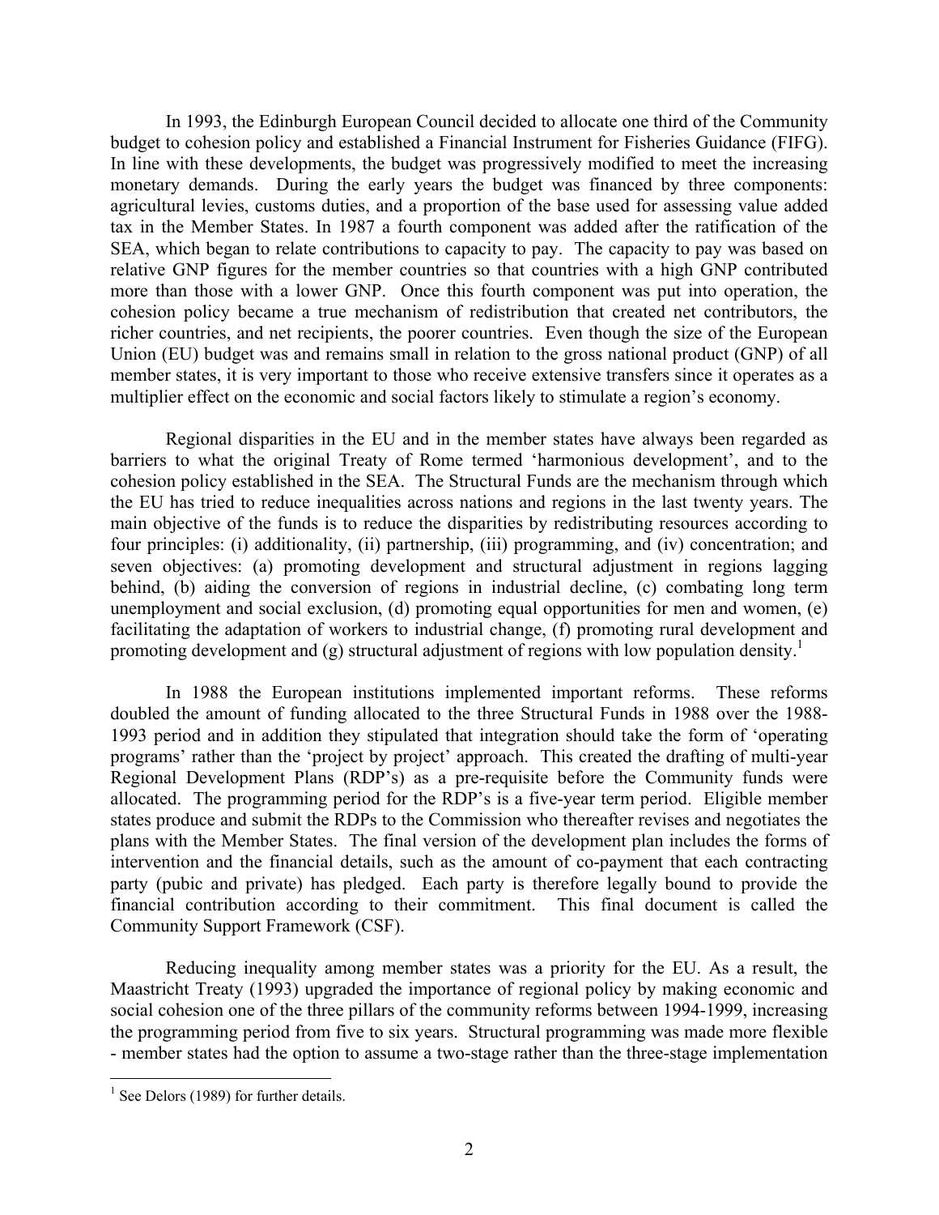In 1993, the Edinburgh European Council decided to allocate one third of the Community budget to cohesion policy and established a Financial Instrument for Fisheries Guidance (FIFG). In line with these developments, the budget was progressively modified to meet the increasing monetary demands. During the early years the budget was financed by three components: agricultural levies, customs duties, and a proportion of the base used for assessing value added tax in the Member States. In 1987 a fourth component was added after the ratification of the SEA, which began to relate contributions to capacity to pay. The capacity to pay was based on relative GNP figures for the member countries so that countries with a high GNP contributed more than those with a lower GNP. Once this fourth component was put into operation, the cohesion policy became a true mechanism of redistribution that created net contributors, the richer countries, and net recipients, the poorer countries. Even though the size of the European Union (EU) budget was and remains small in relation to the gross national product (GNP) of all member states, it is very important to those who receive extensive transfers since it operates as a multiplier effect on the economic and social factors likely to stimulate a region's economy.

Regional disparities in the EU and in the member states have always been regarded as barriers to what the original Treaty of Rome termed 'harmonious development', and to the cohesion policy established in the SEA. The Structural Funds are the mechanism through which the EU has tried to reduce inequalities across nations and regions in the last twenty years. The main objective of the funds is to reduce the disparities by redistributing resources according to four principles: (i) additionality, (ii) partnership, (iii) programming, and (iv) concentration; and seven objectives: (a) promoting development and structural adjustment in regions lagging behind, (b) aiding the conversion of regions in industrial decline, (c) combating long term unemployment and social exclusion, (d) promoting equal opportunities for men and women, (e) facilitating the adaptation of workers to industrial change, (f) promoting rural development and promoting development and (g) structural adjustment of regions with low population density.[1]

In 1988 the European institutions implemented important reforms. These reforms doubled the amount of funding allocated to the three Structural Funds in 1988 over the 1988-1993 period and in addition they stipulated that integration should take the form of 'operating programs' rather than the 'project by project' approach. This created the drafting of multi-year Regional Development Plans (RDP's) as a pre-requisite before the Community funds were allocated. The programming period for the RDP's is a five-year term period. Eligible member states produce and submit the RDPs to the Commission who thereafter revises and negotiates the plans with the Member States. The final version of the development plan includes the forms of intervention and the financial details, such as the amount of co-payment that each contracting party (pubic and private) has pledged. Each party is therefore legally bound to provide the financial contribution according to their commitment. This final document is called the Community Support Framework (CSF).

Reducing inequality among member states was a priority for the EU. As a result, the Maastricht Treaty (1993) upgraded the importance of regional policy by making economic and social cohesion one of the three pillars of the community reforms between 1994-1999, increasing the programming period from five to six years. Structural programming was made more flexible - member states had the option to assume a two-stage rather than the three-stage implementation

[1] See Delors (1989) for further details.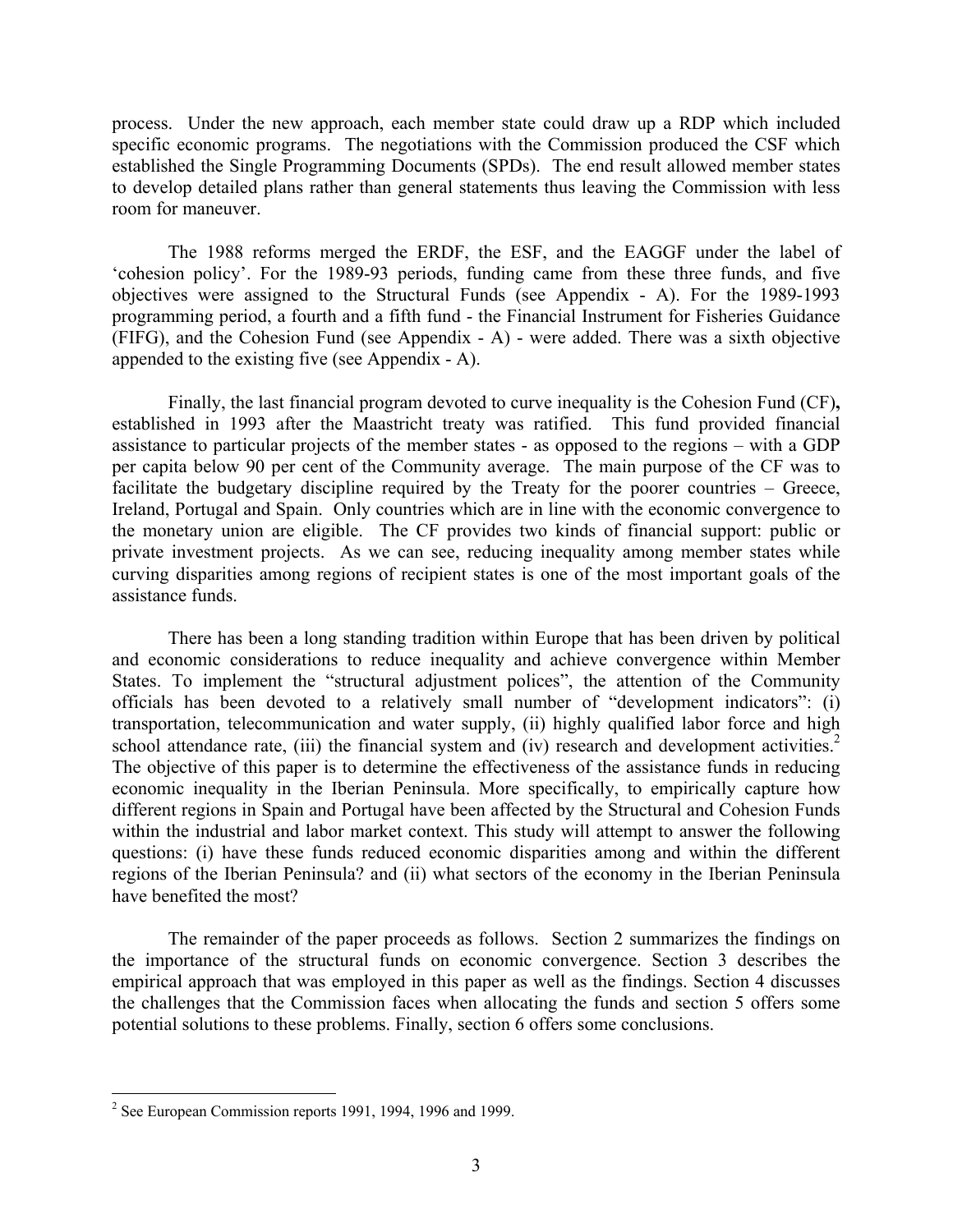process. Under the new approach, each member state could draw up a RDP which included specific economic programs. The negotiations with the Commission produced the CSF which established the Single Programming Documents (SPDs). The end result allowed member states to develop detailed plans rather than general statements thus leaving the Commission with less room for maneuver.

The 1988 reforms merged the ERDF, the ESF, and the EAGGF under the label of 'cohesion policy'. For the 1989-93 periods, funding came from these three funds, and five objectives were assigned to the Structural Funds (see Appendix - A). For the 1989-1993 programming period, a fourth and a fifth fund - the Financial Instrument for Fisheries Guidance (FIFG), and the Cohesion Fund (see Appendix - A) - were added. There was a sixth objective appended to the existing five (see Appendix - A).

Finally, the last financial program devoted to curve inequality is the Cohesion Fund (CF)**,** established in 1993 after the Maastricht treaty was ratified. This fund provided financial assistance to particular projects of the member states - as opposed to the regions – with a GDP per capita below 90 per cent of the Community average. The main purpose of the CF was to facilitate the budgetary discipline required by the Treaty for the poorer countries – Greece, Ireland, Portugal and Spain. Only countries which are in line with the economic convergence to the monetary union are eligible. The CF provides two kinds of financial support: public or private investment projects. As we can see, reducing inequality among member states while curving disparities among regions of recipient states is one of the most important goals of the assistance funds.

There has been a long standing tradition within Europe that has been driven by political and economic considerations to reduce inequality and achieve convergence within Member States. To implement the "structural adjustment polices", the attention of the Community officials has been devoted to a relatively small number of "development indicators": (i) transportation, telecommunication and water supply, (ii) highly qualified labor force and high school attendance rate, (iii) the financial system and (iv) research and development activities.[2] The objective of this paper is to determine the effectiveness of the assistance funds in reducing economic inequality in the Iberian Peninsula. More specifically, to empirically capture how different regions in Spain and Portugal have been affected by the Structural and Cohesion Funds within the industrial and labor market context. This study will attempt to answer the following questions: (i) have these funds reduced economic disparities among and within the different regions of the Iberian Peninsula? and (ii) what sectors of the economy in the Iberian Peninsula have benefited the most?

The remainder of the paper proceeds as follows. Section 2 summarizes the findings on the importance of the structural funds on economic convergence. Section 3 describes the empirical approach that was employed in this paper as well as the findings. Section 4 discusses the challenges that the Commission faces when allocating the funds and section 5 offers some potential solutions to these problems. Finally, section 6 offers some conclusions.

[2] See European Commission reports 1991, 1994, 1996 and 1999.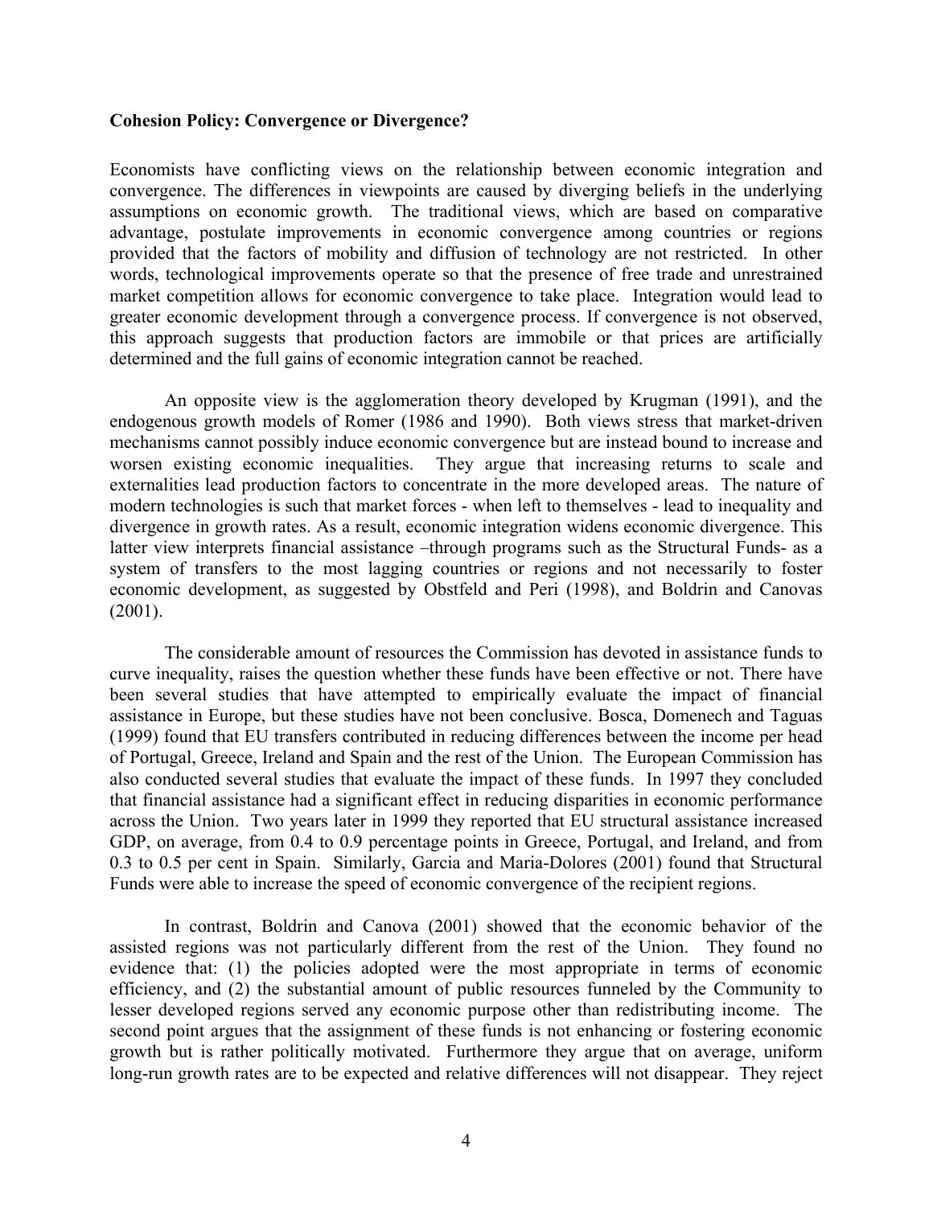**Cohesion Policy: Convergence or Divergence?**

Economists have conflicting views on the relationship between economic integration and convergence. The differences in viewpoints are caused by diverging beliefs in the underlying assumptions on economic growth. The traditional views, which are based on comparative advantage, postulate improvements in economic convergence among countries or regions provided that the factors of mobility and diffusion of technology are not restricted. In other words, technological improvements operate so that the presence of free trade and unrestrained market competition allows for economic convergence to take place. Integration would lead to greater economic development through a convergence process. If convergence is not observed, this approach suggests that production factors are immobile or that prices are artificially determined and the full gains of economic integration cannot be reached.

An opposite view is the agglomeration theory developed by Krugman (1991), and the endogenous growth models of Romer (1986 and 1990). Both views stress that market-driven mechanisms cannot possibly induce economic convergence but are instead bound to increase and worsen existing economic inequalities. They argue that increasing returns to scale and externalities lead production factors to concentrate in the more developed areas. The nature of modern technologies is such that market forces - when left to themselves - lead to inequality and divergence in growth rates. As a result, economic integration widens economic divergence. This latter view interprets financial assistance –through programs such as the Structural Funds- as a system of transfers to the most lagging countries or regions and not necessarily to foster economic development, as suggested by Obstfeld and Peri (1998), and Boldrin and Canovas (2001).

The considerable amount of resources the Commission has devoted in assistance funds to curve inequality, raises the question whether these funds have been effective or not. There have been several studies that have attempted to empirically evaluate the impact of financial assistance in Europe, but these studies have not been conclusive. Bosca, Domenech and Taguas (1999) found that EU transfers contributed in reducing differences between the income per head of Portugal, Greece, Ireland and Spain and the rest of the Union. The European Commission has also conducted several studies that evaluate the impact of these funds. In 1997 they concluded that financial assistance had a significant effect in reducing disparities in economic performance across the Union. Two years later in 1999 they reported that EU structural assistance increased GDP, on average, from 0.4 to 0.9 percentage points in Greece, Portugal, and Ireland, and from 0.3 to 0.5 per cent in Spain. Similarly, Garcia and Maria-Dolores (2001) found that Structural Funds were able to increase the speed of economic convergence of the recipient regions.

In contrast, Boldrin and Canova (2001) showed that the economic behavior of the assisted regions was not particularly different from the rest of the Union. They found no evidence that: (1) the policies adopted were the most appropriate in terms of economic efficiency, and (2) the substantial amount of public resources funneled by the Community to lesser developed regions served any economic purpose other than redistributing income. The second point argues that the assignment of these funds is not enhancing or fostering economic growth but is rather politically motivated. Furthermore they argue that on average, uniform long-run growth rates are to be expected and relative differences will not disappear. They reject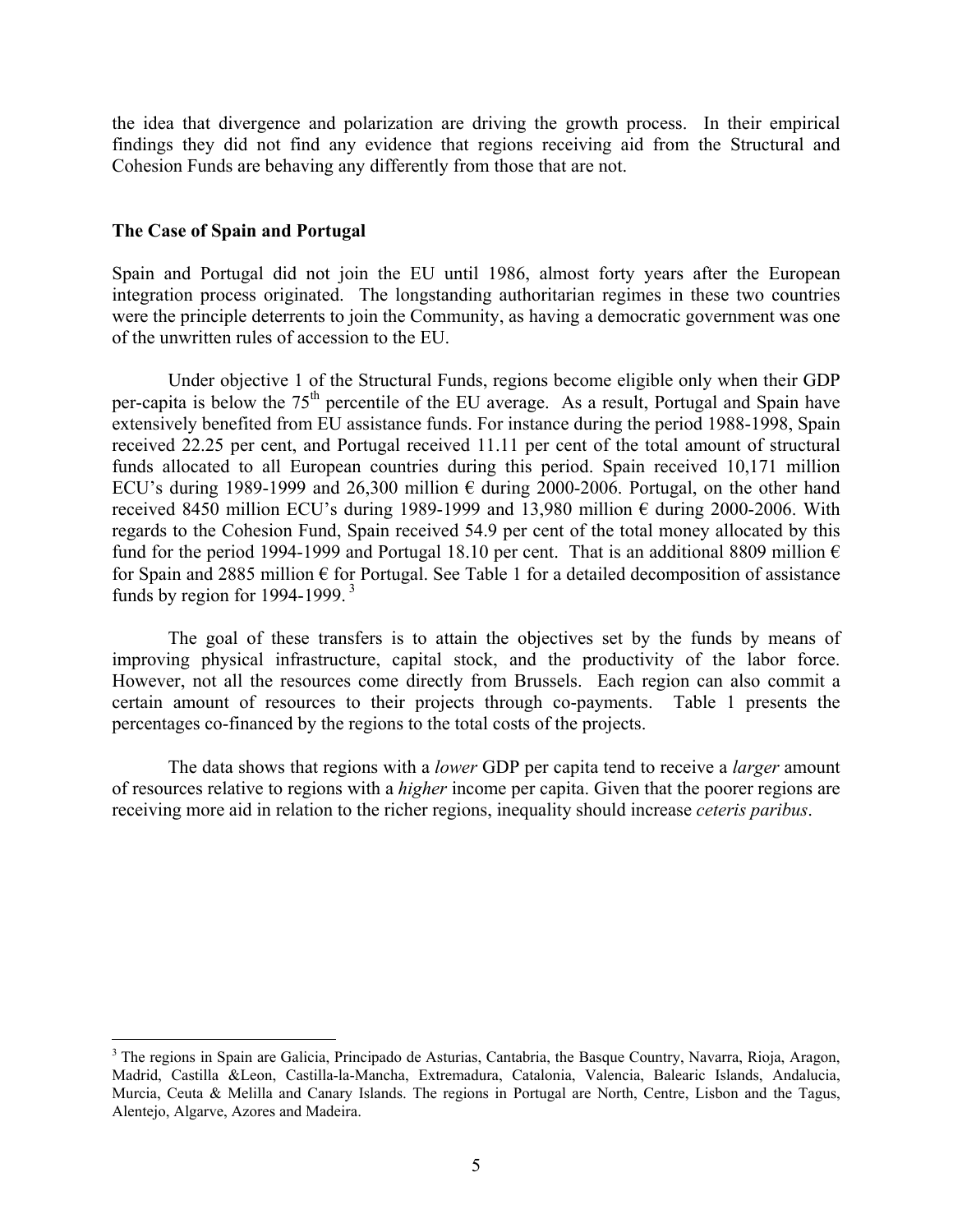the idea that divergence and polarization are driving the growth process. In their empirical findings they did not find any evidence that regions receiving aid from the Structural and Cohesion Funds are behaving any differently from those that are not.

### The Case of Spain and Portugal

Spain and Portugal did not join the EU until 1986, almost forty years after the European integration process originated. The longstanding authoritarian regimes in these two countries were the principle deterrents to join the Community, as having a democratic government was one of the unwritten rules of accession to the EU.

Under objective 1 of the Structural Funds, regions become eligible only when their GDP per-capita is below the 75$^{th}$ percentile of the EU average. As a result, Portugal and Spain have extensively benefited from EU assistance funds. For instance during the period 1988-1998, Spain received 22.25 per cent, and Portugal received 11.11 per cent of the total amount of structural funds allocated to all European countries during this period. Spain received 10,171 million ECU's during 1989-1999 and 26,300 million € during 2000-2006. Portugal, on the other hand received 8450 million ECU's during 1989-1999 and 13,980 million € during 2000-2006. With regards to the Cohesion Fund, Spain received 54.9 per cent of the total money allocated by this fund for the period 1994-1999 and Portugal 18.10 per cent. That is an additional 8809 million € for Spain and 2885 million € for Portugal. See Table 1 for a detailed decomposition of assistance funds by region for 1994-1999. [3]

The goal of these transfers is to attain the objectives set by the funds by means of improving physical infrastructure, capital stock, and the productivity of the labor force. However, not all the resources come directly from Brussels. Each region can also commit a certain amount of resources to their projects through co-payments. Table 1 presents the percentages co-financed by the regions to the total costs of the projects.

The data shows that regions with a *lower* GDP per capita tend to receive a *larger* amount of resources relative to regions with a *higher* income per capita. Given that the poorer regions are receiving more aid in relation to the richer regions, inequality should increase *ceteris paribus*.

---

[3] The regions in Spain are Galicia, Principado de Asturias, Cantabria, the Basque Country, Navarra, Rioja, Aragon, Madrid, Castilla &Leon, Castilla-la-Mancha, Extremadura, Catalonia, Valencia, Balearic Islands, Andalucia, Murcia, Ceuta & Melilla and Canary Islands. The regions in Portugal are North, Centre, Lisbon and the Tagus, Alentejo, Algarve, Azores and Madeira.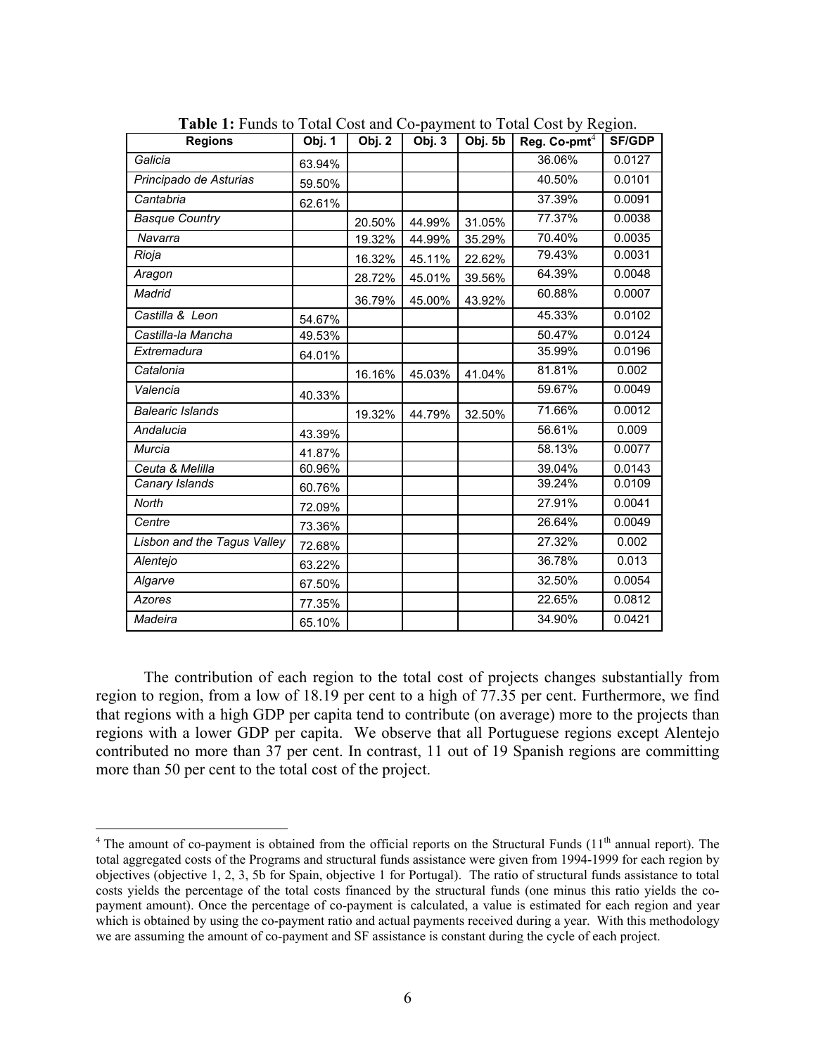**Table 1:** Funds to Total Cost and Co-payment to Total Cost by Region.

| Regions | Obj. 1 | Obj. 2 | Obj. 3 | Obj. 5b | Reg. Co-pmt[4] | SF/GDP |
|---|---|---|---|---|---|---|
| *Galicia* | 63.94% | | | | 36.06% | 0.0127 |
| *Principado de Asturias* | 59.50% | | | | 40.50% | 0.0101 |
| *Cantabria* | 62.61% | | | | 37.39% | 0.0091 |
| *Basque Country* | | 20.50% | 44.99% | 31.05% | 77.37% | 0.0038 |
| *Navarra* | | 19.32% | 44.99% | 35.29% | 70.40% | 0.0035 |
| *Rioja* | | 16.32% | 45.11% | 22.62% | 79.43% | 0.0031 |
| *Aragon* | | 28.72% | 45.01% | 39.56% | 64.39% | 0.0048 |
| *Madrid* | | 36.79% | 45.00% | 43.92% | 60.88% | 0.0007 |
| *Castilla & Leon* | 54.67% | | | | 45.33% | 0.0102 |
| *Castilla-la Mancha* | 49.53% | | | | 50.47% | 0.0124 |
| *Extremadura* | 64.01% | | | | 35.99% | 0.0196 |
| *Catalonia* | | 16.16% | 45.03% | 41.04% | 81.81% | 0.002 |
| *Valencia* | 40.33% | | | | 59.67% | 0.0049 |
| *Balearic Islands* | | 19.32% | 44.79% | 32.50% | 71.66% | 0.0012 |
| *Andalucia* | 43.39% | | | | 56.61% | 0.009 |
| *Murcia* | 41.87% | | | | 58.13% | 0.0077 |
| *Ceuta & Melilla* | 60.96% | | | | 39.04% | 0.0143 |
| *Canary Islands* | 60.76% | | | | 39.24% | 0.0109 |
| *North* | 72.09% | | | | 27.91% | 0.0041 |
| *Centre* | 73.36% | | | | 26.64% | 0.0049 |
| *Lisbon and the Tagus Valley* | 72.68% | | | | 27.32% | 0.002 |
| *Alentejo* | 63.22% | | | | 36.78% | 0.013 |
| *Algarve* | 67.50% | | | | 32.50% | 0.0054 |
| *Azores* | 77.35% | | | | 22.65% | 0.0812 |
| *Madeira* | 65.10% | | | | 34.90% | 0.0421 |

The contribution of each region to the total cost of projects changes substantially from region to region, from a low of 18.19 per cent to a high of 77.35 per cent. Furthermore, we find that regions with a high GDP per capita tend to contribute (on average) more to the projects than regions with a lower GDP per capita. We observe that all Portuguese regions except Alentejo contributed no more than 37 per cent. In contrast, 11 out of 19 Spanish regions are committing more than 50 per cent to the total cost of the project.

[4] The amount of co-payment is obtained from the official reports on the Structural Funds (11th annual report). The total aggregated costs of the Programs and structural funds assistance were given from 1994-1999 for each region by objectives (objective 1, 2, 3, 5b for Spain, objective 1 for Portugal). The ratio of structural funds assistance to total costs yields the percentage of the total costs financed by the structural funds (one minus this ratio yields the co-payment amount). Once the percentage of co-payment is calculated, a value is estimated for each region and year which is obtained by using the co-payment ratio and actual payments received during a year. With this methodology we are assuming the amount of co-payment and SF assistance is constant during the cycle of each project.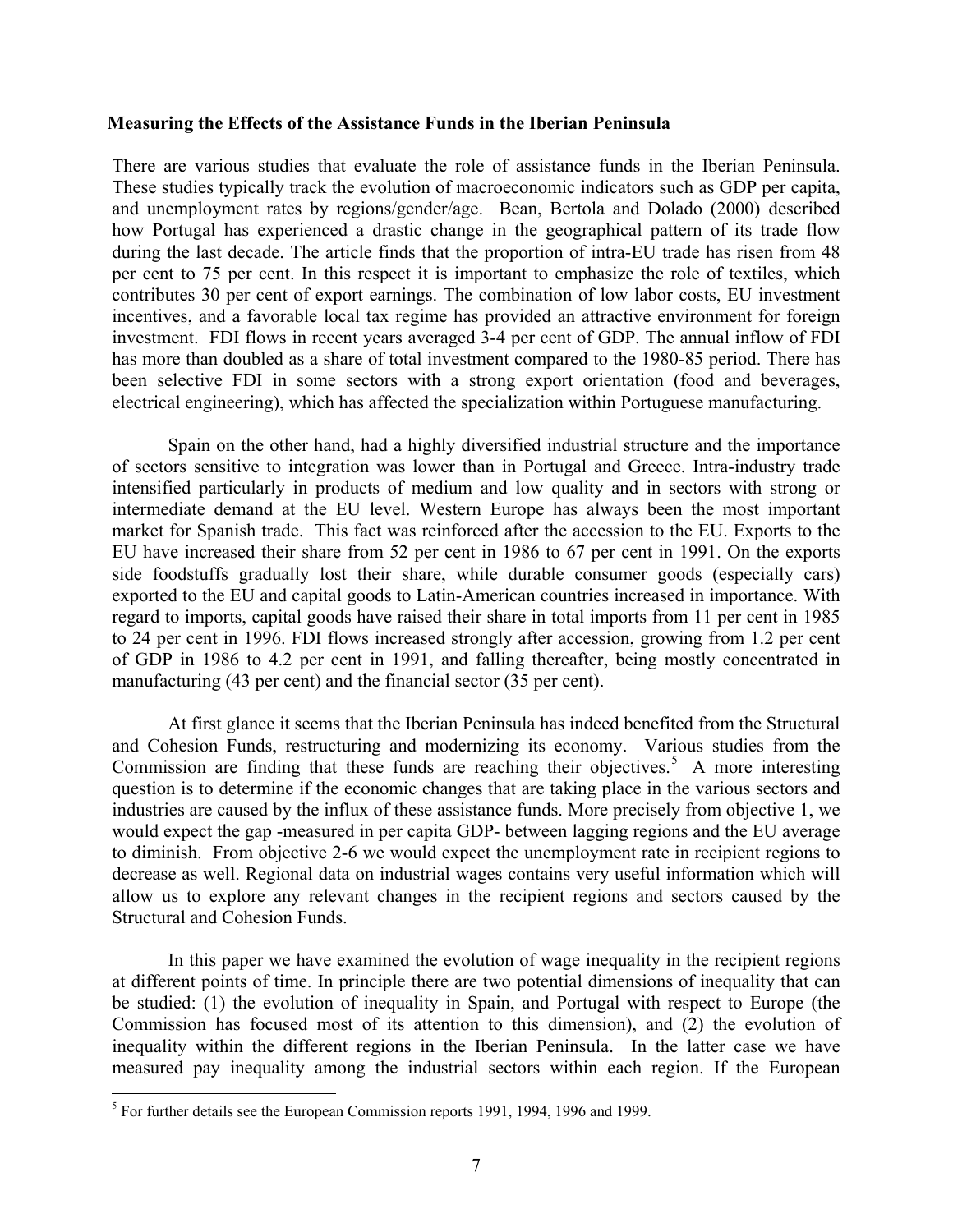**Measuring the Effects of the Assistance Funds in the Iberian Peninsula**

There are various studies that evaluate the role of assistance funds in the Iberian Peninsula. These studies typically track the evolution of macroeconomic indicators such as GDP per capita, and unemployment rates by regions/gender/age. Bean, Bertola and Dolado (2000) described how Portugal has experienced a drastic change in the geographical pattern of its trade flow during the last decade. The article finds that the proportion of intra-EU trade has risen from 48 per cent to 75 per cent. In this respect it is important to emphasize the role of textiles, which contributes 30 per cent of export earnings. The combination of low labor costs, EU investment incentives, and a favorable local tax regime has provided an attractive environment for foreign investment. FDI flows in recent years averaged 3-4 per cent of GDP. The annual inflow of FDI has more than doubled as a share of total investment compared to the 1980-85 period. There has been selective FDI in some sectors with a strong export orientation (food and beverages, electrical engineering), which has affected the specialization within Portuguese manufacturing.

Spain on the other hand, had a highly diversified industrial structure and the importance of sectors sensitive to integration was lower than in Portugal and Greece. Intra-industry trade intensified particularly in products of medium and low quality and in sectors with strong or intermediate demand at the EU level. Western Europe has always been the most important market for Spanish trade. This fact was reinforced after the accession to the EU. Exports to the EU have increased their share from 52 per cent in 1986 to 67 per cent in 1991. On the exports side foodstuffs gradually lost their share, while durable consumer goods (especially cars) exported to the EU and capital goods to Latin-American countries increased in importance. With regard to imports, capital goods have raised their share in total imports from 11 per cent in 1985 to 24 per cent in 1996. FDI flows increased strongly after accession, growing from 1.2 per cent of GDP in 1986 to 4.2 per cent in 1991, and falling thereafter, being mostly concentrated in manufacturing (43 per cent) and the financial sector (35 per cent).

At first glance it seems that the Iberian Peninsula has indeed benefited from the Structural and Cohesion Funds, restructuring and modernizing its economy. Various studies from the Commission are finding that these funds are reaching their objectives.[5] A more interesting question is to determine if the economic changes that are taking place in the various sectors and industries are caused by the influx of these assistance funds. More precisely from objective 1, we would expect the gap -measured in per capita GDP- between lagging regions and the EU average to diminish. From objective 2-6 we would expect the unemployment rate in recipient regions to decrease as well. Regional data on industrial wages contains very useful information which will allow us to explore any relevant changes in the recipient regions and sectors caused by the Structural and Cohesion Funds.

In this paper we have examined the evolution of wage inequality in the recipient regions at different points of time. In principle there are two potential dimensions of inequality that can be studied: (1) the evolution of inequality in Spain, and Portugal with respect to Europe (the Commission has focused most of its attention to this dimension), and (2) the evolution of inequality within the different regions in the Iberian Peninsula. In the latter case we have measured pay inequality among the industrial sectors within each region. If the European

[5] For further details see the European Commission reports 1991, 1994, 1996 and 1999.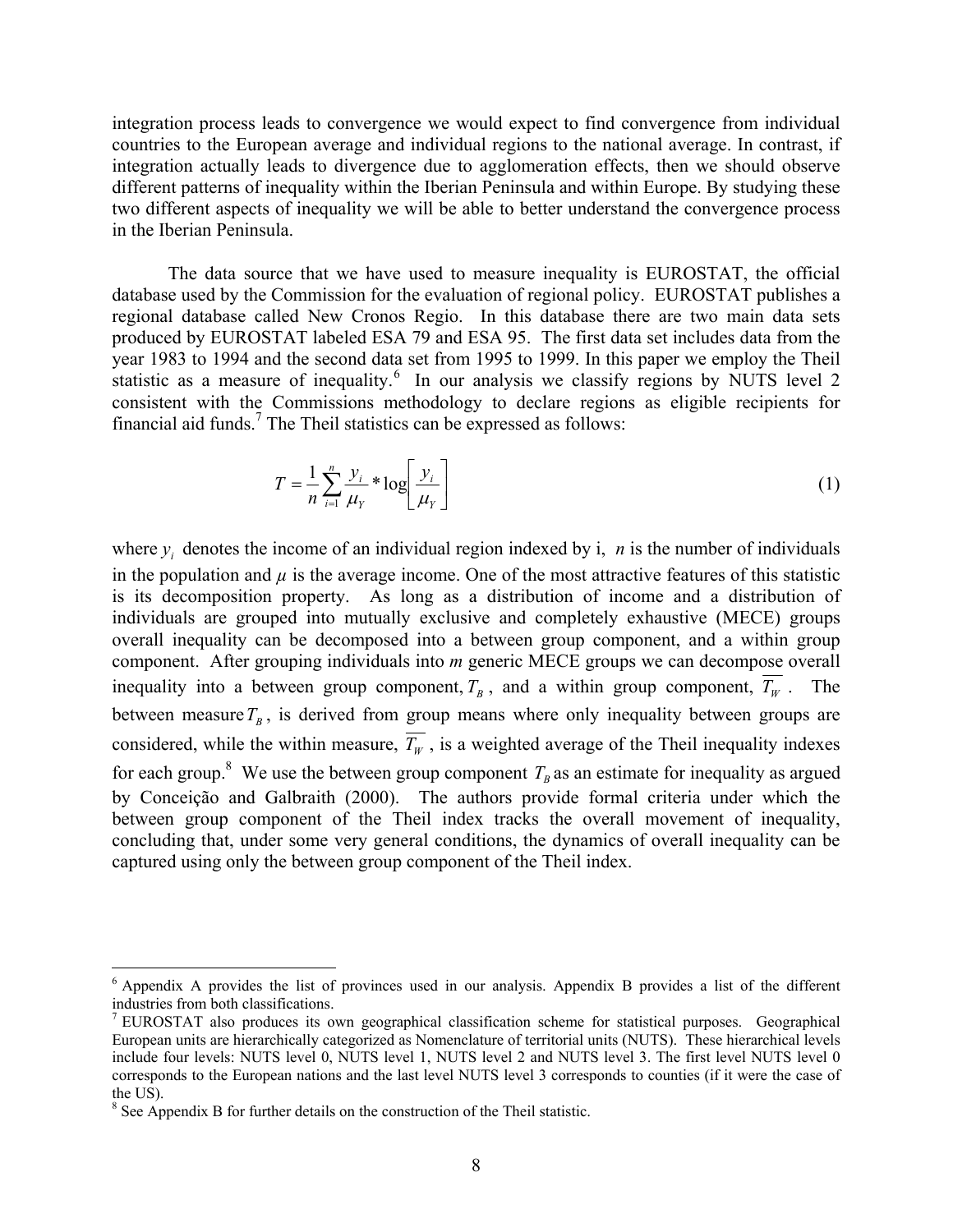integration process leads to convergence we would expect to find convergence from individual countries to the European average and individual regions to the national average. In contrast, if integration actually leads to divergence due to agglomeration effects, then we should observe different patterns of inequality within the Iberian Peninsula and within Europe. By studying these two different aspects of inequality we will be able to better understand the convergence process in the Iberian Peninsula.

The data source that we have used to measure inequality is EUROSTAT, the official database used by the Commission for the evaluation of regional policy. EUROSTAT publishes a regional database called New Cronos Regio. In this database there are two main data sets produced by EUROSTAT labeled ESA 79 and ESA 95. The first data set includes data from the year 1983 to 1994 and the second data set from 1995 to 1999. In this paper we employ the Theil statistic as a measure of inequality.[6] In our analysis we classify regions by NUTS level 2 consistent with the Commissions methodology to declare regions as eligible recipients for financial aid funds.[7] The Theil statistics can be expressed as follows:

$$T = \frac{1}{n}\sum_{i=1}^{n}\frac{y_i}{\mu_Y} * \log\left[\frac{y_i}{\mu_Y}\right] \tag{1}$$

where $y_i$ denotes the income of an individual region indexed by i, $n$ is the number of individuals in the population and $\mu$ is the average income. One of the most attractive features of this statistic is its decomposition property. As long as a distribution of income and a distribution of individuals are grouped into mutually exclusive and completely exhaustive (MECE) groups overall inequality can be decomposed into a between group component, and a within group component. After grouping individuals into *m* generic MECE groups we can decompose overall inequality into a between group component, $T_B$, and a within group component, $\overline{T_W}$. The between measure $T_B$, is derived from group means where only inequality between groups are considered, while the within measure, $\overline{T_W}$, is a weighted average of the Theil inequality indexes for each group.[8] We use the between group component $T_B$ as an estimate for inequality as argued by Conceição and Galbraith (2000). The authors provide formal criteria under which the between group component of the Theil index tracks the overall movement of inequality, concluding that, under some very general conditions, the dynamics of overall inequality can be captured using only the between group component of the Theil index.

---

[6] Appendix A provides the list of provinces used in our analysis. Appendix B provides a list of the different industries from both classifications.

[7] EUROSTAT also produces its own geographical classification scheme for statistical purposes. Geographical European units are hierarchically categorized as Nomenclature of territorial units (NUTS). These hierarchical levels include four levels: NUTS level 0, NUTS level 1, NUTS level 2 and NUTS level 3. The first level NUTS level 0 corresponds to the European nations and the last level NUTS level 3 corresponds to counties (if it were the case of the US).

[8] See Appendix B for further details on the construction of the Theil statistic.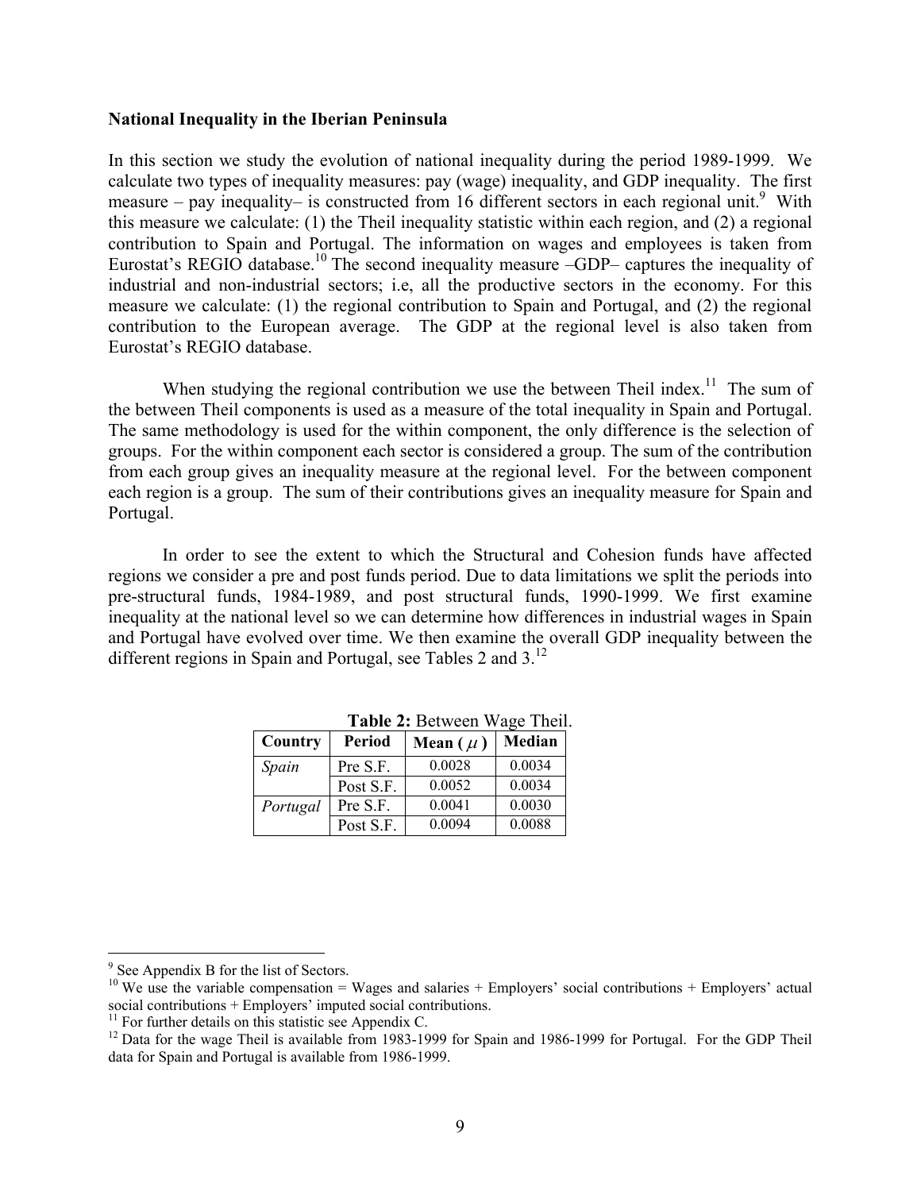**National Inequality in the Iberian Peninsula**

In this section we study the evolution of national inequality during the period 1989-1999. We calculate two types of inequality measures: pay (wage) inequality, and GDP inequality. The first measure – pay inequality– is constructed from 16 different sectors in each regional unit.[9] With this measure we calculate: (1) the Theil inequality statistic within each region, and (2) a regional contribution to Spain and Portugal. The information on wages and employees is taken from Eurostat's REGIO database.[10] The second inequality measure –GDP– captures the inequality of industrial and non-industrial sectors; i.e, all the productive sectors in the economy. For this measure we calculate: (1) the regional contribution to Spain and Portugal, and (2) the regional contribution to the European average. The GDP at the regional level is also taken from Eurostat's REGIO database.

When studying the regional contribution we use the between Theil index.[11] The sum of the between Theil components is used as a measure of the total inequality in Spain and Portugal. The same methodology is used for the within component, the only difference is the selection of groups. For the within component each sector is considered a group. The sum of the contribution from each group gives an inequality measure at the regional level. For the between component each region is a group. The sum of their contributions gives an inequality measure for Spain and Portugal.

In order to see the extent to which the Structural and Cohesion funds have affected regions we consider a pre and post funds period. Due to data limitations we split the periods into pre-structural funds, 1984-1989, and post structural funds, 1990-1999. We first examine inequality at the national level so we can determine how differences in industrial wages in Spain and Portugal have evolved over time. We then examine the overall GDP inequality between the different regions in Spain and Portugal, see Tables 2 and 3.[12]

**Table 2:** Between Wage Theil.

| Country | Period | Mean ($\mu$) | Median |
|---|---|---|---|
| *Spain* | Pre S.F. | 0.0028 | 0.0034 |
| | Post S.F. | 0.0052 | 0.0034 |
| *Portugal* | Pre S.F. | 0.0041 | 0.0030 |
| | Post S.F. | 0.0094 | 0.0088 |

---

[9] See Appendix B for the list of Sectors.

[10] We use the variable compensation = Wages and salaries + Employers' social contributions + Employers' actual social contributions + Employers' imputed social contributions.

[11] For further details on this statistic see Appendix C.

[12] Data for the wage Theil is available from 1983-1999 for Spain and 1986-1999 for Portugal. For the GDP Theil data for Spain and Portugal is available from 1986-1999.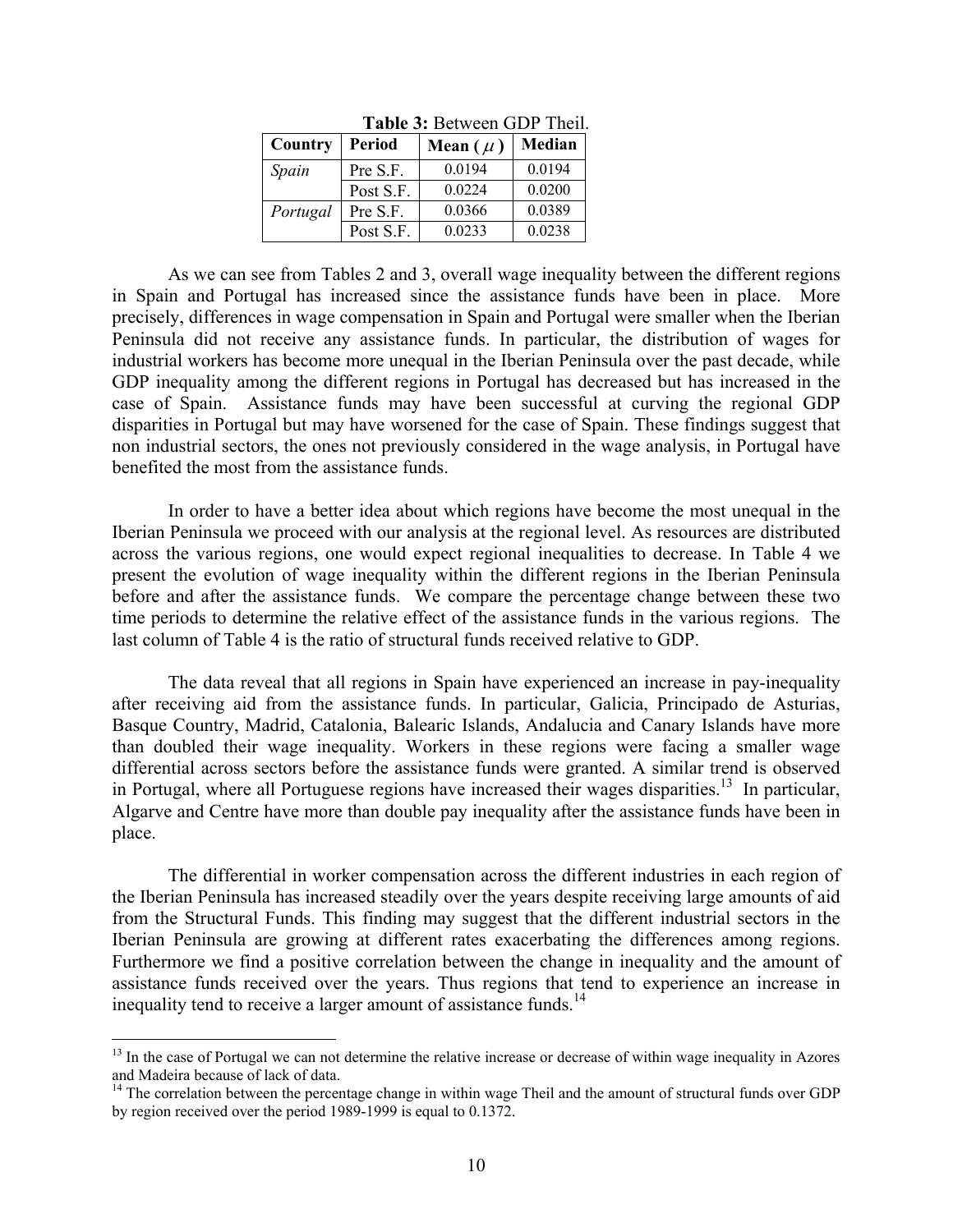**Table 3:** Between GDP Theil.

| Country | Period | Mean ( $\mu$ ) | Median |
|---|---|---|---|
| *Spain* | Pre S.F. | 0.0194 | 0.0194 |
| | Post S.F. | 0.0224 | 0.0200 |
| *Portugal* | Pre S.F. | 0.0366 | 0.0389 |
| | Post S.F. | 0.0233 | 0.0238 |

As we can see from Tables 2 and 3, overall wage inequality between the different regions in Spain and Portugal has increased since the assistance funds have been in place. More precisely, differences in wage compensation in Spain and Portugal were smaller when the Iberian Peninsula did not receive any assistance funds. In particular, the distribution of wages for industrial workers has become more unequal in the Iberian Peninsula over the past decade, while GDP inequality among the different regions in Portugal has decreased but has increased in the case of Spain. Assistance funds may have been successful at curving the regional GDP disparities in Portugal but may have worsened for the case of Spain. These findings suggest that non industrial sectors, the ones not previously considered in the wage analysis, in Portugal have benefited the most from the assistance funds.

In order to have a better idea about which regions have become the most unequal in the Iberian Peninsula we proceed with our analysis at the regional level. As resources are distributed across the various regions, one would expect regional inequalities to decrease. In Table 4 we present the evolution of wage inequality within the different regions in the Iberian Peninsula before and after the assistance funds. We compare the percentage change between these two time periods to determine the relative effect of the assistance funds in the various regions. The last column of Table 4 is the ratio of structural funds received relative to GDP.

The data reveal that all regions in Spain have experienced an increase in pay-inequality after receiving aid from the assistance funds. In particular, Galicia, Principado de Asturias, Basque Country, Madrid, Catalonia, Balearic Islands, Andalucia and Canary Islands have more than doubled their wage inequality. Workers in these regions were facing a smaller wage differential across sectors before the assistance funds were granted. A similar trend is observed in Portugal, where all Portuguese regions have increased their wages disparities.[13] In particular, Algarve and Centre have more than double pay inequality after the assistance funds have been in place.

The differential in worker compensation across the different industries in each region of the Iberian Peninsula has increased steadily over the years despite receiving large amounts of aid from the Structural Funds. This finding may suggest that the different industrial sectors in the Iberian Peninsula are growing at different rates exacerbating the differences among regions. Furthermore we find a positive correlation between the change in inequality and the amount of assistance funds received over the years. Thus regions that tend to experience an increase in inequality tend to receive a larger amount of assistance funds.[14]

---

[13] In the case of Portugal we can not determine the relative increase or decrease of within wage inequality in Azores and Madeira because of lack of data.

[14] The correlation between the percentage change in within wage Theil and the amount of structural funds over GDP by region received over the period 1989-1999 is equal to 0.1372.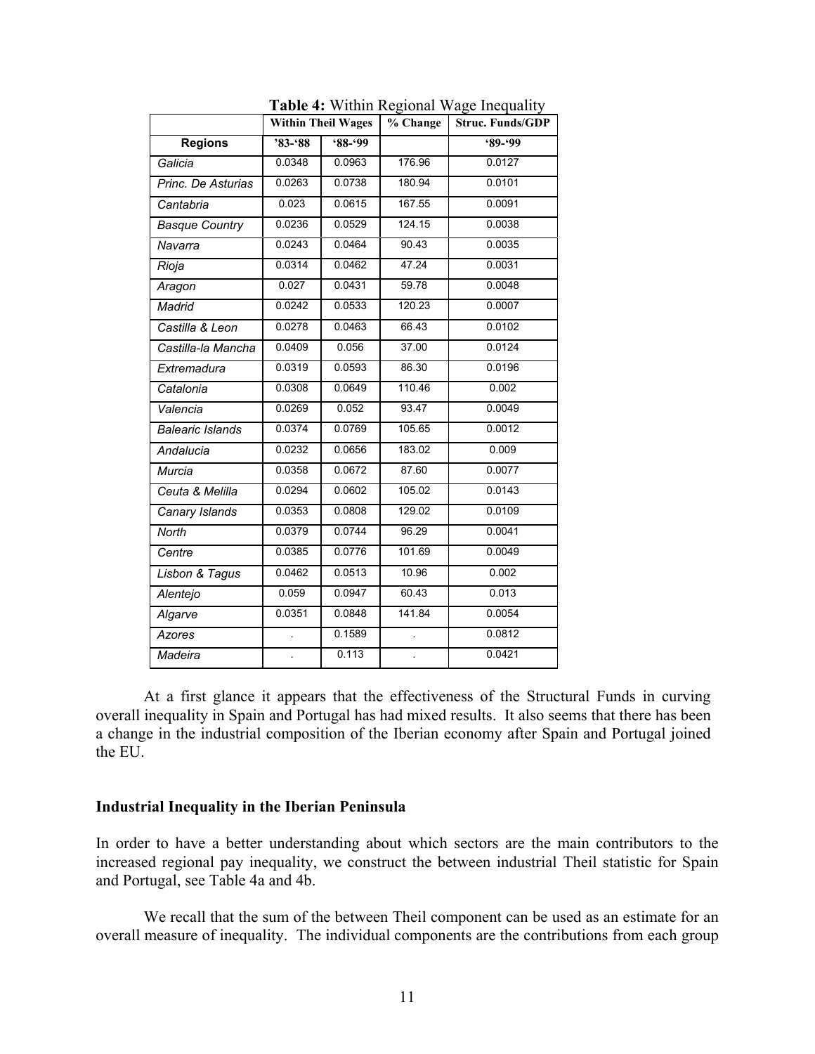**Table 4:** Within Regional Wage Inequality

| | Within Theil Wages | | % Change | Struc. Funds/GDP |
|---|---|---|---|---|
| **Regions** | '83-'88 | '88-'99 | | '89-'99 |
| *Galicia* | 0.0348 | 0.0963 | 176.96 | 0.0127 |
| *Princ. De Asturias* | 0.0263 | 0.0738 | 180.94 | 0.0101 |
| *Cantabria* | 0.023 | 0.0615 | 167.55 | 0.0091 |
| *Basque Country* | 0.0236 | 0.0529 | 124.15 | 0.0038 |
| *Navarra* | 0.0243 | 0.0464 | 90.43 | 0.0035 |
| *Rioja* | 0.0314 | 0.0462 | 47.24 | 0.0031 |
| *Aragon* | 0.027 | 0.0431 | 59.78 | 0.0048 |
| *Madrid* | 0.0242 | 0.0533 | 120.23 | 0.0007 |
| *Castilla & Leon* | 0.0278 | 0.0463 | 66.43 | 0.0102 |
| *Castilla-la Mancha* | 0.0409 | 0.056 | 37.00 | 0.0124 |
| *Extremadura* | 0.0319 | 0.0593 | 86.30 | 0.0196 |
| *Catalonia* | 0.0308 | 0.0649 | 110.46 | 0.002 |
| *Valencia* | 0.0269 | 0.052 | 93.47 | 0.0049 |
| *Balearic Islands* | 0.0374 | 0.0769 | 105.65 | 0.0012 |
| *Andalucia* | 0.0232 | 0.0656 | 183.02 | 0.009 |
| *Murcia* | 0.0358 | 0.0672 | 87.60 | 0.0077 |
| *Ceuta & Melilla* | 0.0294 | 0.0602 | 105.02 | 0.0143 |
| *Canary Islands* | 0.0353 | 0.0808 | 129.02 | 0.0109 |
| *North* | 0.0379 | 0.0744 | 96.29 | 0.0041 |
| *Centre* | 0.0385 | 0.0776 | 101.69 | 0.0049 |
| *Lisbon & Tagus* | 0.0462 | 0.0513 | 10.96 | 0.002 |
| *Alentejo* | 0.059 | 0.0947 | 60.43 | 0.013 |
| *Algarve* | 0.0351 | 0.0848 | 141.84 | 0.0054 |
| *Azores* | . | 0.1589 | . | 0.0812 |
| *Madeira* | . | 0.113 | . | 0.0421 |

At a first glance it appears that the effectiveness of the Structural Funds in curving overall inequality in Spain and Portugal has had mixed results. It also seems that there has been a change in the industrial composition of the Iberian economy after Spain and Portugal joined the EU.

### Industrial Inequality in the Iberian Peninsula

In order to have a better understanding about which sectors are the main contributors to the increased regional pay inequality, we construct the between industrial Theil statistic for Spain and Portugal, see Table 4a and 4b.

We recall that the sum of the between Theil component can be used as an estimate for an overall measure of inequality. The individual components are the contributions from each group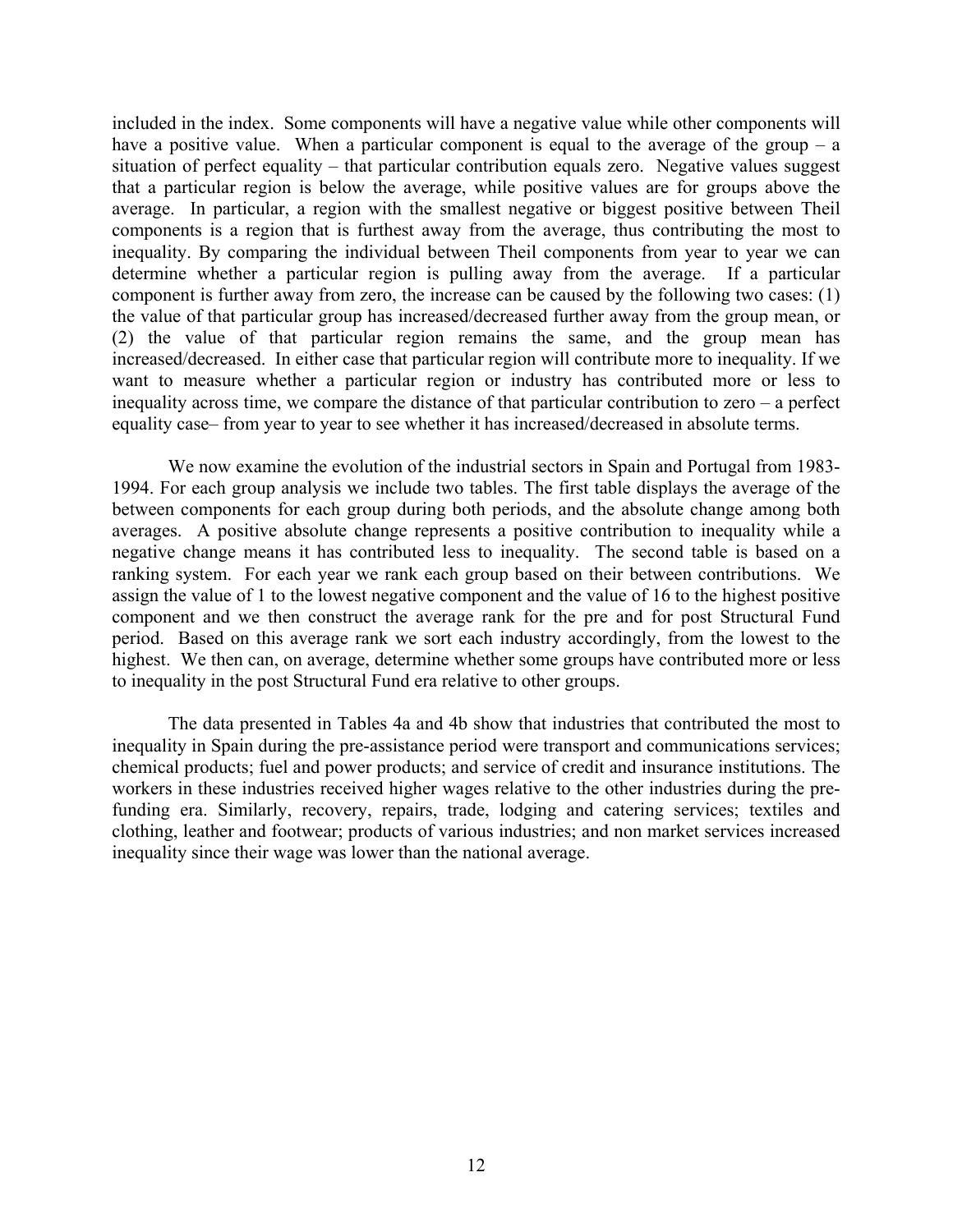included in the index. Some components will have a negative value while other components will have a positive value. When a particular component is equal to the average of the group – a situation of perfect equality – that particular contribution equals zero. Negative values suggest that a particular region is below the average, while positive values are for groups above the average. In particular, a region with the smallest negative or biggest positive between Theil components is a region that is furthest away from the average, thus contributing the most to inequality. By comparing the individual between Theil components from year to year we can determine whether a particular region is pulling away from the average. If a particular component is further away from zero, the increase can be caused by the following two cases: (1) the value of that particular group has increased/decreased further away from the group mean, or (2) the value of that particular region remains the same, and the group mean has increased/decreased. In either case that particular region will contribute more to inequality. If we want to measure whether a particular region or industry has contributed more or less to inequality across time, we compare the distance of that particular contribution to zero – a perfect equality case– from year to year to see whether it has increased/decreased in absolute terms.

We now examine the evolution of the industrial sectors in Spain and Portugal from 1983-1994. For each group analysis we include two tables. The first table displays the average of the between components for each group during both periods, and the absolute change among both averages. A positive absolute change represents a positive contribution to inequality while a negative change means it has contributed less to inequality. The second table is based on a ranking system. For each year we rank each group based on their between contributions. We assign the value of 1 to the lowest negative component and the value of 16 to the highest positive component and we then construct the average rank for the pre and for post Structural Fund period. Based on this average rank we sort each industry accordingly, from the lowest to the highest. We then can, on average, determine whether some groups have contributed more or less to inequality in the post Structural Fund era relative to other groups.

The data presented in Tables 4a and 4b show that industries that contributed the most to inequality in Spain during the pre-assistance period were transport and communications services; chemical products; fuel and power products; and service of credit and insurance institutions. The workers in these industries received higher wages relative to the other industries during the pre-funding era. Similarly, recovery, repairs, trade, lodging and catering services; textiles and clothing, leather and footwear; products of various industries; and non market services increased inequality since their wage was lower than the national average.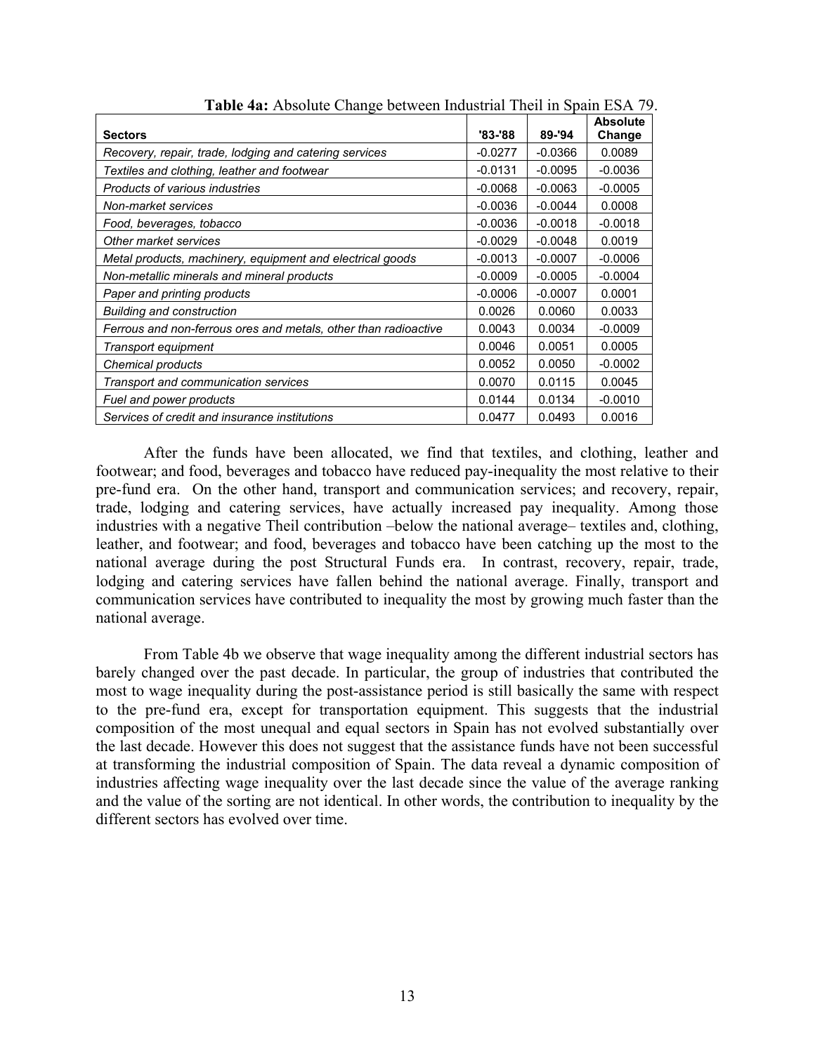**Table 4a:** Absolute Change between Industrial Theil in Spain ESA 79.

| Sectors | '83-'88 | 89-'94 | Absolute Change |
|---|---|---|---|
| *Recovery, repair, trade, lodging and catering services* | -0.0277 | -0.0366 | 0.0089 |
| *Textiles and clothing, leather and footwear* | -0.0131 | -0.0095 | -0.0036 |
| *Products of various industries* | -0.0068 | -0.0063 | -0.0005 |
| *Non-market services* | -0.0036 | -0.0044 | 0.0008 |
| *Food, beverages, tobacco* | -0.0036 | -0.0018 | -0.0018 |
| *Other market services* | -0.0029 | -0.0048 | 0.0019 |
| *Metal products, machinery, equipment and electrical goods* | -0.0013 | -0.0007 | -0.0006 |
| *Non-metallic minerals and mineral products* | -0.0009 | -0.0005 | -0.0004 |
| *Paper and printing products* | -0.0006 | -0.0007 | 0.0001 |
| *Building and construction* | 0.0026 | 0.0060 | 0.0033 |
| *Ferrous and non-ferrous ores and metals, other than radioactive* | 0.0043 | 0.0034 | -0.0009 |
| *Transport equipment* | 0.0046 | 0.0051 | 0.0005 |
| *Chemical products* | 0.0052 | 0.0050 | -0.0002 |
| *Transport and communication services* | 0.0070 | 0.0115 | 0.0045 |
| *Fuel and power products* | 0.0144 | 0.0134 | -0.0010 |
| *Services of credit and insurance institutions* | 0.0477 | 0.0493 | 0.0016 |

After the funds have been allocated, we find that textiles, and clothing, leather and footwear; and food, beverages and tobacco have reduced pay-inequality the most relative to their pre-fund era. On the other hand, transport and communication services; and recovery, repair, trade, lodging and catering services, have actually increased pay inequality. Among those industries with a negative Theil contribution –below the national average– textiles and, clothing, leather, and footwear; and food, beverages and tobacco have been catching up the most to the national average during the post Structural Funds era. In contrast, recovery, repair, trade, lodging and catering services have fallen behind the national average. Finally, transport and communication services have contributed to inequality the most by growing much faster than the national average.

From Table 4b we observe that wage inequality among the different industrial sectors has barely changed over the past decade. In particular, the group of industries that contributed the most to wage inequality during the post-assistance period is still basically the same with respect to the pre-fund era, except for transportation equipment. This suggests that the industrial composition of the most unequal and equal sectors in Spain has not evolved substantially over the last decade. However this does not suggest that the assistance funds have not been successful at transforming the industrial composition of Spain. The data reveal a dynamic composition of industries affecting wage inequality over the last decade since the value of the average ranking and the value of the sorting are not identical. In other words, the contribution to inequality by the different sectors has evolved over time.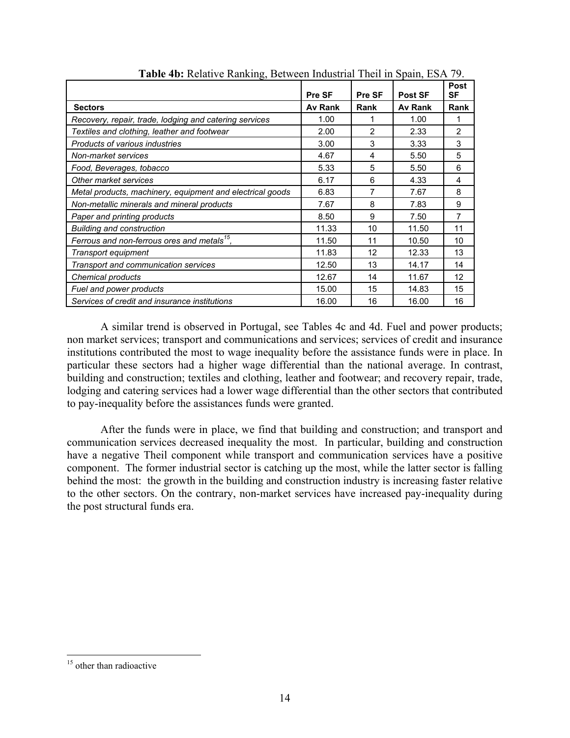**Table 4b:** Relative Ranking, Between Industrial Theil in Spain, ESA 79.

| Sectors | Pre SF Av Rank | Pre SF Rank | Post SF Av Rank | Post SF Rank |
|---|---|---|---|---|
| *Recovery, repair, trade, lodging and catering services* | 1.00 | 1 | 1.00 | 1 |
| *Textiles and clothing, leather and footwear* | 2.00 | 2 | 2.33 | 2 |
| *Products of various industries* | 3.00 | 3 | 3.33 | 3 |
| *Non-market services* | 4.67 | 4 | 5.50 | 5 |
| *Food, Beverages, tobacco* | 5.33 | 5 | 5.50 | 6 |
| *Other market services* | 6.17 | 6 | 4.33 | 4 |
| *Metal products, machinery, equipment and electrical goods* | 6.83 | 7 | 7.67 | 8 |
| *Non-metallic minerals and mineral products* | 7.67 | 8 | 7.83 | 9 |
| *Paper and printing products* | 8.50 | 9 | 7.50 | 7 |
| *Building and construction* | 11.33 | 10 | 11.50 | 11 |
| *Ferrous and non-ferrous ores and metals*[15], | 11.50 | 11 | 10.50 | 10 |
| *Transport equipment* | 11.83 | 12 | 12.33 | 13 |
| *Transport and communication services* | 12.50 | 13 | 14.17 | 14 |
| *Chemical products* | 12.67 | 14 | 11.67 | 12 |
| *Fuel and power products* | 15.00 | 15 | 14.83 | 15 |
| *Services of credit and insurance institutions* | 16.00 | 16 | 16.00 | 16 |

A similar trend is observed in Portugal, see Tables 4c and 4d. Fuel and power products; non market services; transport and communications and services; services of credit and insurance institutions contributed the most to wage inequality before the assistance funds were in place. In particular these sectors had a higher wage differential than the national average. In contrast, building and construction; textiles and clothing, leather and footwear; and recovery repair, trade, lodging and catering services had a lower wage differential than the other sectors that contributed to pay-inequality before the assistances funds were granted.

After the funds were in place, we find that building and construction; and transport and communication services decreased inequality the most. In particular, building and construction have a negative Theil component while transport and communication services have a positive component. The former industrial sector is catching up the most, while the latter sector is falling behind the most: the growth in the building and construction industry is increasing faster relative to the other sectors. On the contrary, non-market services have increased pay-inequality during the post structural funds era.

[15] other than radioactive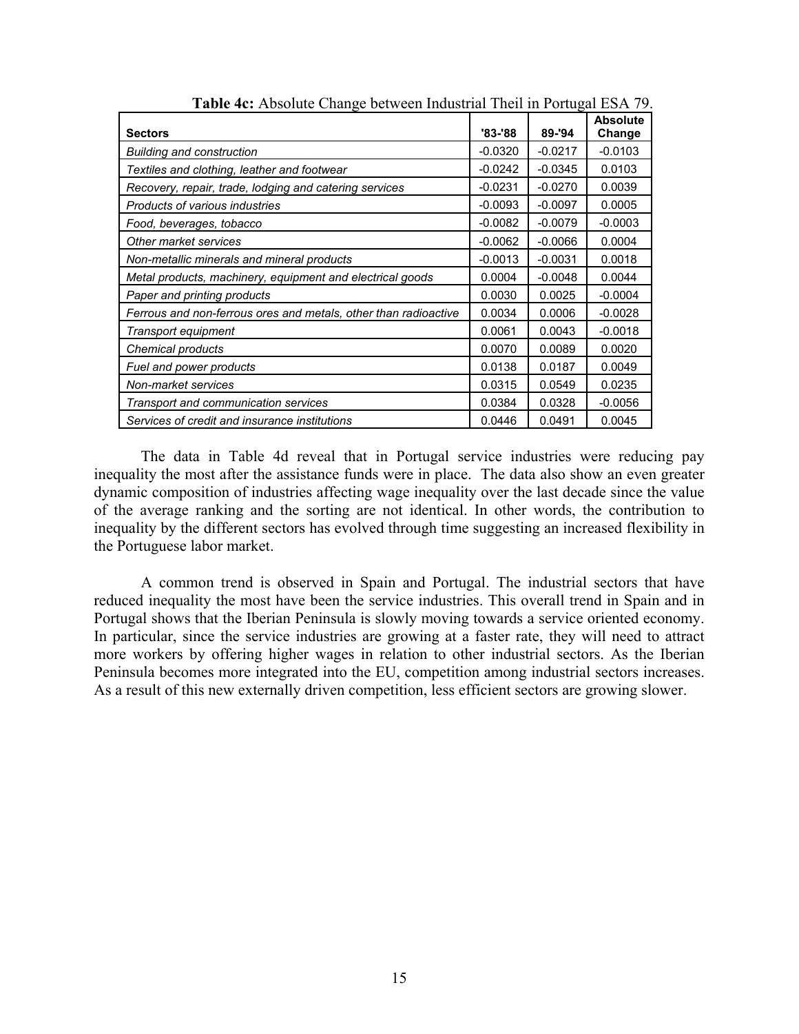**Table 4c:** Absolute Change between Industrial Theil in Portugal ESA 79.

| Sectors | '83-'88 | 89-'94 | Absolute Change |
|---|---|---|---|
| *Building and construction* | -0.0320 | -0.0217 | -0.0103 |
| *Textiles and clothing, leather and footwear* | -0.0242 | -0.0345 | 0.0103 |
| *Recovery, repair, trade, lodging and catering services* | -0.0231 | -0.0270 | 0.0039 |
| *Products of various industries* | -0.0093 | -0.0097 | 0.0005 |
| *Food, beverages, tobacco* | -0.0082 | -0.0079 | -0.0003 |
| *Other market services* | -0.0062 | -0.0066 | 0.0004 |
| *Non-metallic minerals and mineral products* | -0.0013 | -0.0031 | 0.0018 |
| *Metal products, machinery, equipment and electrical goods* | 0.0004 | -0.0048 | 0.0044 |
| *Paper and printing products* | 0.0030 | 0.0025 | -0.0004 |
| *Ferrous and non-ferrous ores and metals, other than radioactive* | 0.0034 | 0.0006 | -0.0028 |
| *Transport equipment* | 0.0061 | 0.0043 | -0.0018 |
| *Chemical products* | 0.0070 | 0.0089 | 0.0020 |
| *Fuel and power products* | 0.0138 | 0.0187 | 0.0049 |
| *Non-market services* | 0.0315 | 0.0549 | 0.0235 |
| *Transport and communication services* | 0.0384 | 0.0328 | -0.0056 |
| *Services of credit and insurance institutions* | 0.0446 | 0.0491 | 0.0045 |

The data in Table 4d reveal that in Portugal service industries were reducing pay inequality the most after the assistance funds were in place. The data also show an even greater dynamic composition of industries affecting wage inequality over the last decade since the value of the average ranking and the sorting are not identical. In other words, the contribution to inequality by the different sectors has evolved through time suggesting an increased flexibility in the Portuguese labor market.

A common trend is observed in Spain and Portugal. The industrial sectors that have reduced inequality the most have been the service industries. This overall trend in Spain and in Portugal shows that the Iberian Peninsula is slowly moving towards a service oriented economy. In particular, since the service industries are growing at a faster rate, they will need to attract more workers by offering higher wages in relation to other industrial sectors. As the Iberian Peninsula becomes more integrated into the EU, competition among industrial sectors increases. As a result of this new externally driven competition, less efficient sectors are growing slower.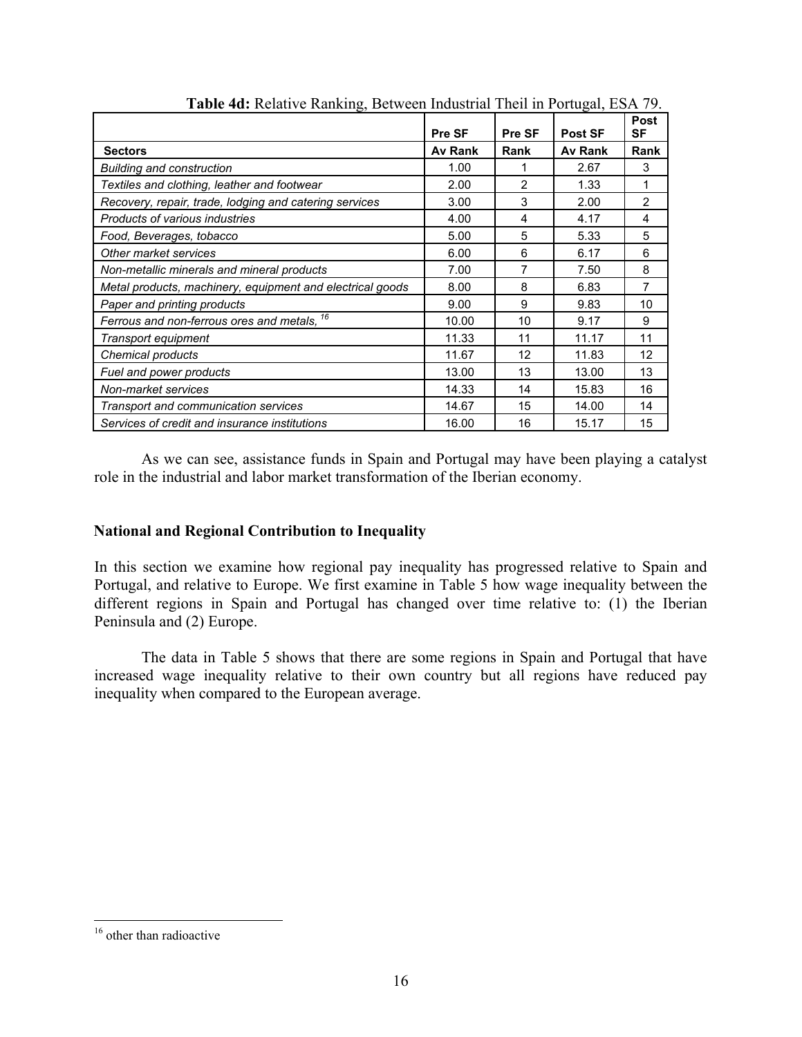**Table 4d:** Relative Ranking, Between Industrial Theil in Portugal, ESA 79.

|  | Pre SF | Pre SF | Post SF | Post SF |
|---|---|---|---|---|
| **Sectors** | **Av Rank** | **Rank** | **Av Rank** | **Rank** |
| *Building and construction* | 1.00 | 1 | 2.67 | 3 |
| *Textiles and clothing, leather and footwear* | 2.00 | 2 | 1.33 | 1 |
| *Recovery, repair, trade, lodging and catering services* | 3.00 | 3 | 2.00 | 2 |
| *Products of various industries* | 4.00 | 4 | 4.17 | 4 |
| *Food, Beverages, tobacco* | 5.00 | 5 | 5.33 | 5 |
| *Other market services* | 6.00 | 6 | 6.17 | 6 |
| *Non-metallic minerals and mineral products* | 7.00 | 7 | 7.50 | 8 |
| *Metal products, machinery, equipment and electrical goods* | 8.00 | 8 | 6.83 | 7 |
| *Paper and printing products* | 9.00 | 9 | 9.83 | 10 |
| *Ferrous and non-ferrous ores and metals,* [16] | 10.00 | 10 | 9.17 | 9 |
| *Transport equipment* | 11.33 | 11 | 11.17 | 11 |
| *Chemical products* | 11.67 | 12 | 11.83 | 12 |
| *Fuel and power products* | 13.00 | 13 | 13.00 | 13 |
| *Non-market services* | 14.33 | 14 | 15.83 | 16 |
| *Transport and communication services* | 14.67 | 15 | 14.00 | 14 |
| *Services of credit and insurance institutions* | 16.00 | 16 | 15.17 | 15 |

As we can see, assistance funds in Spain and Portugal may have been playing a catalyst role in the industrial and labor market transformation of the Iberian economy.

### National and Regional Contribution to Inequality

In this section we examine how regional pay inequality has progressed relative to Spain and Portugal, and relative to Europe. We first examine in Table 5 how wage inequality between the different regions in Spain and Portugal has changed over time relative to: (1) the Iberian Peninsula and (2) Europe.

The data in Table 5 shows that there are some regions in Spain and Portugal that have increased wage inequality relative to their own country but all regions have reduced pay inequality when compared to the European average.

[16] other than radioactive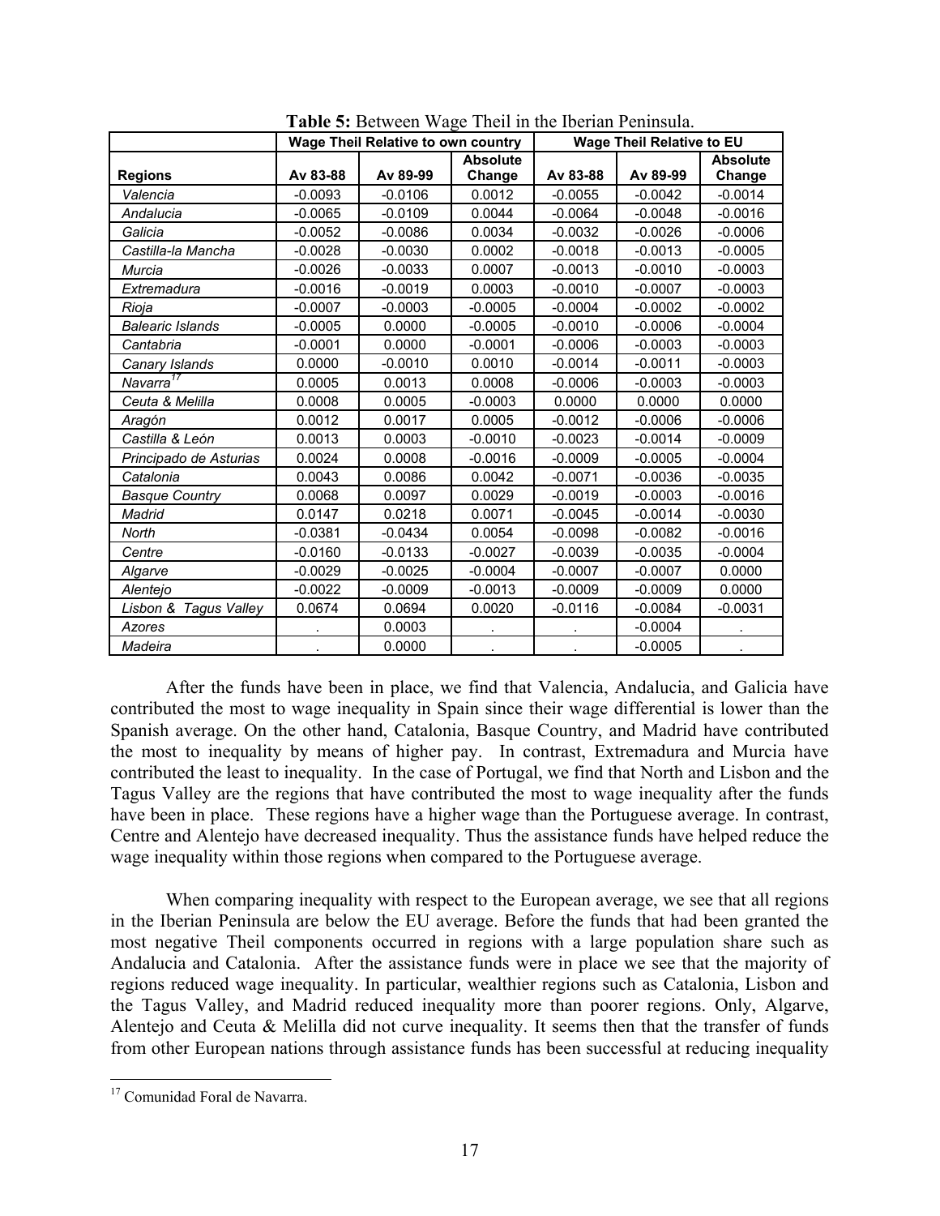**Table 5:** Between Wage Theil in the Iberian Peninsula.

| | Wage Theil Relative to own country | | | Wage Theil Relative to EU | | |
|---|---|---|---|---|---|---|
| **Regions** | **Av 83-88** | **Av 89-99** | **Absolute Change** | **Av 83-88** | **Av 89-99** | **Absolute Change** |
| *Valencia* | -0.0093 | -0.0106 | 0.0012 | -0.0055 | -0.0042 | -0.0014 |
| *Andalucia* | -0.0065 | -0.0109 | 0.0044 | -0.0064 | -0.0048 | -0.0016 |
| *Galicia* | -0.0052 | -0.0086 | 0.0034 | -0.0032 | -0.0026 | -0.0006 |
| *Castilla-la Mancha* | -0.0028 | -0.0030 | 0.0002 | -0.0018 | -0.0013 | -0.0005 |
| *Murcia* | -0.0026 | -0.0033 | 0.0007 | -0.0013 | -0.0010 | -0.0003 |
| *Extremadura* | -0.0016 | -0.0019 | 0.0003 | -0.0010 | -0.0007 | -0.0003 |
| *Rioja* | -0.0007 | -0.0003 | -0.0005 | -0.0004 | -0.0002 | -0.0002 |
| *Balearic Islands* | -0.0005 | 0.0000 | -0.0005 | -0.0010 | -0.0006 | -0.0004 |
| *Cantabria* | -0.0001 | 0.0000 | -0.0001 | -0.0006 | -0.0003 | -0.0003 |
| *Canary Islands* | 0.0000 | -0.0010 | 0.0010 | -0.0014 | -0.0011 | -0.0003 |
| *Navarra*[17] | 0.0005 | 0.0013 | 0.0008 | -0.0006 | -0.0003 | -0.0003 |
| *Ceuta & Melilla* | 0.0008 | 0.0005 | -0.0003 | 0.0000 | 0.0000 | 0.0000 |
| *Aragón* | 0.0012 | 0.0017 | 0.0005 | -0.0012 | -0.0006 | -0.0006 |
| *Castilla & León* | 0.0013 | 0.0003 | -0.0010 | -0.0023 | -0.0014 | -0.0009 |
| *Principado de Asturias* | 0.0024 | 0.0008 | -0.0016 | -0.0009 | -0.0005 | -0.0004 |
| *Catalonia* | 0.0043 | 0.0086 | 0.0042 | -0.0071 | -0.0036 | -0.0035 |
| *Basque Country* | 0.0068 | 0.0097 | 0.0029 | -0.0019 | -0.0003 | -0.0016 |
| *Madrid* | 0.0147 | 0.0218 | 0.0071 | -0.0045 | -0.0014 | -0.0030 |
| *North* | -0.0381 | -0.0434 | 0.0054 | -0.0098 | -0.0082 | -0.0016 |
| *Centre* | -0.0160 | -0.0133 | -0.0027 | -0.0039 | -0.0035 | -0.0004 |
| *Algarve* | -0.0029 | -0.0025 | -0.0004 | -0.0007 | -0.0007 | 0.0000 |
| *Alentejo* | -0.0022 | -0.0009 | -0.0013 | -0.0009 | -0.0009 | 0.0000 |
| *Lisbon & Tagus Valley* | 0.0674 | 0.0694 | 0.0020 | -0.0116 | -0.0084 | -0.0031 |
| *Azores* | . | 0.0003 | . | . | -0.0004 | . |
| *Madeira* | . | 0.0000 | . | . | -0.0005 | . |

After the funds have been in place, we find that Valencia, Andalucia, and Galicia have contributed the most to wage inequality in Spain since their wage differential is lower than the Spanish average. On the other hand, Catalonia, Basque Country, and Madrid have contributed the most to inequality by means of higher pay. In contrast, Extremadura and Murcia have contributed the least to inequality. In the case of Portugal, we find that North and Lisbon and the Tagus Valley are the regions that have contributed the most to wage inequality after the funds have been in place. These regions have a higher wage than the Portuguese average. In contrast, Centre and Alentejo have decreased inequality. Thus the assistance funds have helped reduce the wage inequality within those regions when compared to the Portuguese average.

When comparing inequality with respect to the European average, we see that all regions in the Iberian Peninsula are below the EU average. Before the funds that had been granted the most negative Theil components occurred in regions with a large population share such as Andalucia and Catalonia. After the assistance funds were in place we see that the majority of regions reduced wage inequality. In particular, wealthier regions such as Catalonia, Lisbon and the Tagus Valley, and Madrid reduced inequality more than poorer regions. Only, Algarve, Alentejo and Ceuta & Melilla did not curve inequality. It seems then that the transfer of funds from other European nations through assistance funds has been successful at reducing inequality

[17] Comunidad Foral de Navarra.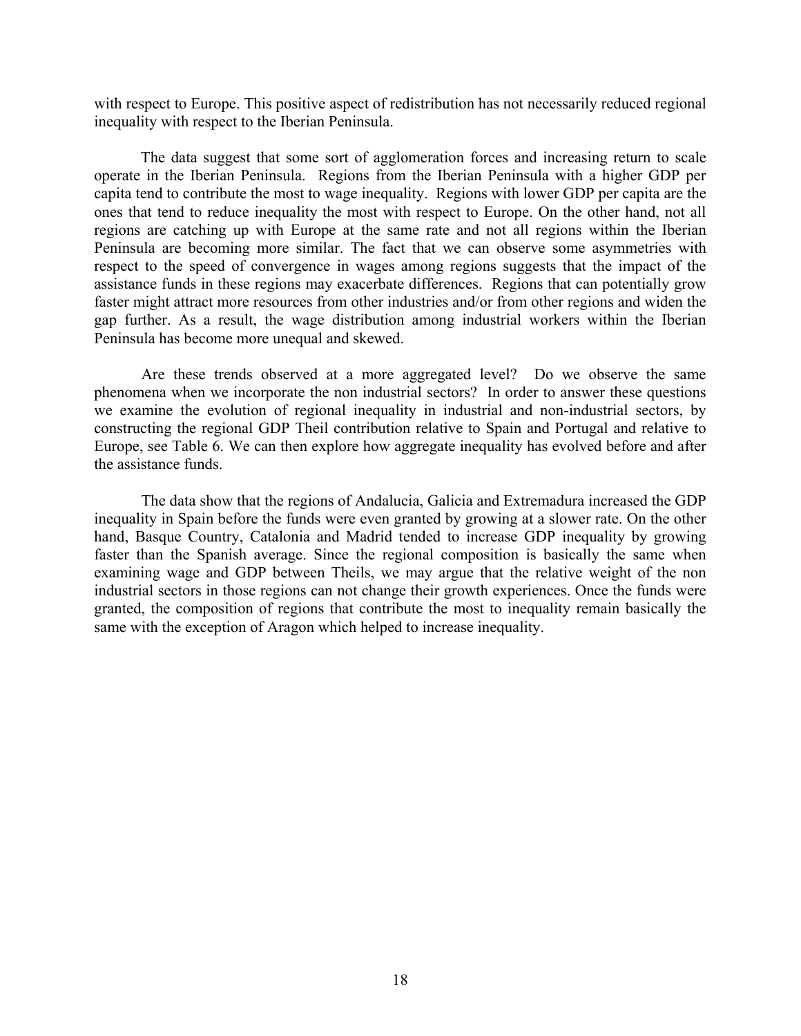with respect to Europe. This positive aspect of redistribution has not necessarily reduced regional inequality with respect to the Iberian Peninsula.

The data suggest that some sort of agglomeration forces and increasing return to scale operate in the Iberian Peninsula. Regions from the Iberian Peninsula with a higher GDP per capita tend to contribute the most to wage inequality. Regions with lower GDP per capita are the ones that tend to reduce inequality the most with respect to Europe. On the other hand, not all regions are catching up with Europe at the same rate and not all regions within the Iberian Peninsula are becoming more similar. The fact that we can observe some asymmetries with respect to the speed of convergence in wages among regions suggests that the impact of the assistance funds in these regions may exacerbate differences. Regions that can potentially grow faster might attract more resources from other industries and/or from other regions and widen the gap further. As a result, the wage distribution among industrial workers within the Iberian Peninsula has become more unequal and skewed.

Are these trends observed at a more aggregated level? Do we observe the same phenomena when we incorporate the non industrial sectors? In order to answer these questions we examine the evolution of regional inequality in industrial and non-industrial sectors, by constructing the regional GDP Theil contribution relative to Spain and Portugal and relative to Europe, see Table 6. We can then explore how aggregate inequality has evolved before and after the assistance funds.

The data show that the regions of Andalucia, Galicia and Extremadura increased the GDP inequality in Spain before the funds were even granted by growing at a slower rate. On the other hand, Basque Country, Catalonia and Madrid tended to increase GDP inequality by growing faster than the Spanish average. Since the regional composition is basically the same when examining wage and GDP between Theils, we may argue that the relative weight of the non industrial sectors in those regions can not change their growth experiences. Once the funds were granted, the composition of regions that contribute the most to inequality remain basically the same with the exception of Aragon which helped to increase inequality.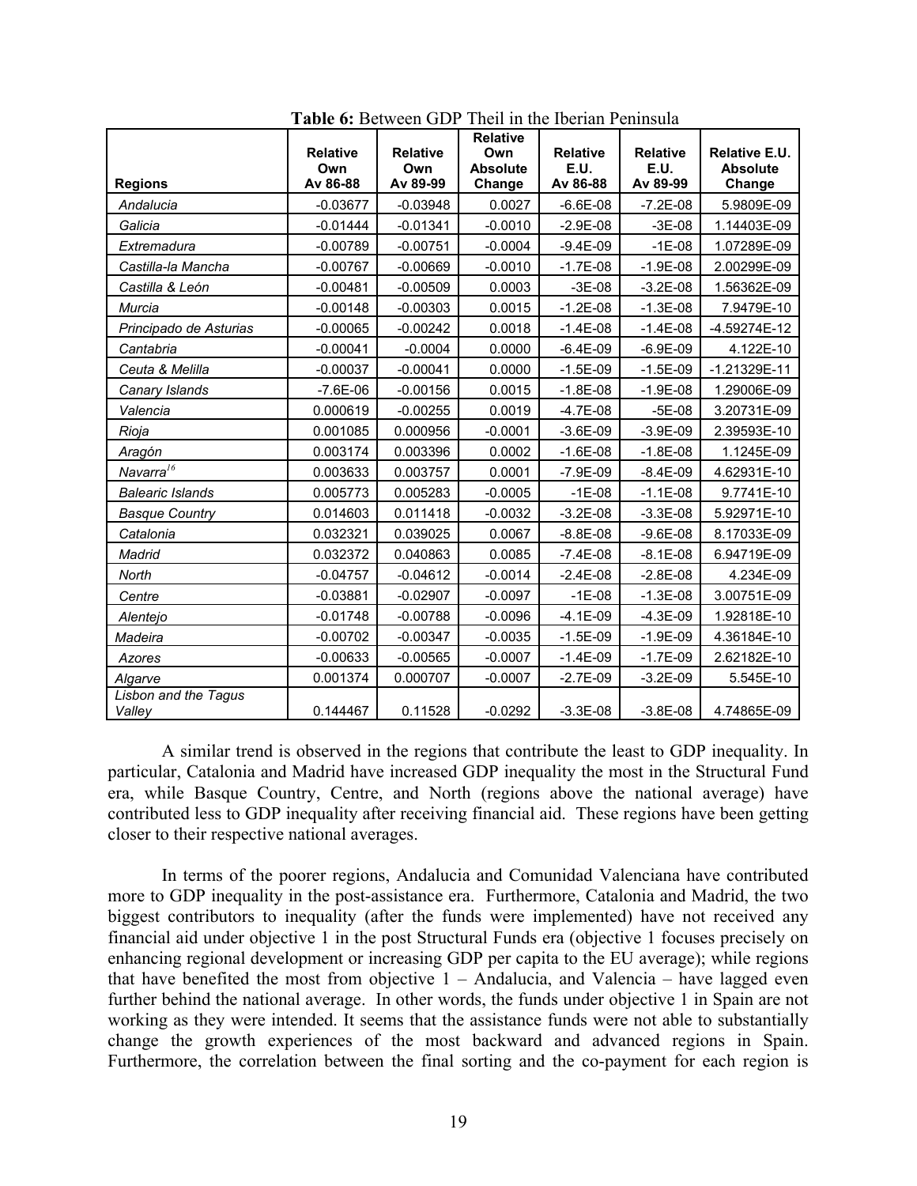**Table 6:** Between GDP Theil in the Iberian Peninsula

| Regions | Relative Own Av 86-88 | Relative Own Av 89-99 | Relative Own Absolute Change | Relative E.U. Av 86-88 | Relative E.U. Av 89-99 | Relative E.U. Absolute Change |
|---|---|---|---|---|---|---|
| *Andalucia* | -0.03677 | -0.03948 | 0.0027 | -6.6E-08 | -7.2E-08 | 5.9809E-09 |
| *Galicia* | -0.01444 | -0.01341 | -0.0010 | -2.9E-08 | -3E-08 | 1.14403E-09 |
| *Extremadura* | -0.00789 | -0.00751 | -0.0004 | -9.4E-09 | -1E-08 | 1.07289E-09 |
| *Castilla-la Mancha* | -0.00767 | -0.00669 | -0.0010 | -1.7E-08 | -1.9E-08 | 2.00299E-09 |
| *Castilla & León* | -0.00481 | -0.00509 | 0.0003 | -3E-08 | -3.2E-08 | 1.56362E-09 |
| *Murcia* | -0.00148 | -0.00303 | 0.0015 | -1.2E-08 | -1.3E-08 | 7.9479E-10 |
| *Principado de Asturias* | -0.00065 | -0.00242 | 0.0018 | -1.4E-08 | -1.4E-08 | -4.59274E-12 |
| *Cantabria* | -0.00041 | -0.0004 | 0.0000 | -6.4E-09 | -6.9E-09 | 4.122E-10 |
| *Ceuta & Melilla* | -0.00037 | -0.00041 | 0.0000 | -1.5E-09 | -1.5E-09 | -1.21329E-11 |
| *Canary Islands* | -7.6E-06 | -0.00156 | 0.0015 | -1.8E-08 | -1.9E-08 | 1.29006E-09 |
| *Valencia* | 0.000619 | -0.00255 | 0.0019 | -4.7E-08 | -5E-08 | 3.20731E-09 |
| *Rioja* | 0.001085 | 0.000956 | -0.0001 | -3.6E-09 | -3.9E-09 | 2.39593E-10 |
| *Aragón* | 0.003174 | 0.003396 | 0.0002 | -1.6E-08 | -1.8E-08 | 1.1245E-09 |
| *Navarra*[16] | 0.003633 | 0.003757 | 0.0001 | -7.9E-09 | -8.4E-09 | 4.62931E-10 |
| *Balearic Islands* | 0.005773 | 0.005283 | -0.0005 | -1E-08 | -1.1E-08 | 9.7741E-10 |
| *Basque Country* | 0.014603 | 0.011418 | -0.0032 | -3.2E-08 | -3.3E-08 | 5.92971E-10 |
| *Catalonia* | 0.032321 | 0.039025 | 0.0067 | -8.8E-08 | -9.6E-08 | 8.17033E-09 |
| *Madrid* | 0.032372 | 0.040863 | 0.0085 | -7.4E-08 | -8.1E-08 | 6.94719E-09 |
| *North* | -0.04757 | -0.04612 | -0.0014 | -2.4E-08 | -2.8E-08 | 4.234E-09 |
| *Centre* | -0.03881 | -0.02907 | -0.0097 | -1E-08 | -1.3E-08 | 3.00751E-09 |
| *Alentejo* | -0.01748 | -0.00788 | -0.0096 | -4.1E-09 | -4.3E-09 | 1.92818E-10 |
| *Madeira* | -0.00702 | -0.00347 | -0.0035 | -1.5E-09 | -1.9E-09 | 4.36184E-10 |
| *Azores* | -0.00633 | -0.00565 | -0.0007 | -1.4E-09 | -1.7E-09 | 2.62182E-10 |
| *Algarve* | 0.001374 | 0.000707 | -0.0007 | -2.7E-09 | -3.2E-09 | 5.545E-10 |
| *Lisbon and the Tagus Valley* | 0.144467 | 0.11528 | -0.0292 | -3.3E-08 | -3.8E-08 | 4.74865E-09 |

A similar trend is observed in the regions that contribute the least to GDP inequality. In particular, Catalonia and Madrid have increased GDP inequality the most in the Structural Fund era, while Basque Country, Centre, and North (regions above the national average) have contributed less to GDP inequality after receiving financial aid. These regions have been getting closer to their respective national averages.

In terms of the poorer regions, Andalucia and Comunidad Valenciana have contributed more to GDP inequality in the post-assistance era. Furthermore, Catalonia and Madrid, the two biggest contributors to inequality (after the funds were implemented) have not received any financial aid under objective 1 in the post Structural Funds era (objective 1 focuses precisely on enhancing regional development or increasing GDP per capita to the EU average); while regions that have benefited the most from objective 1 – Andalucia, and Valencia – have lagged even further behind the national average. In other words, the funds under objective 1 in Spain are not working as they were intended. It seems that the assistance funds were not able to substantially change the growth experiences of the most backward and advanced regions in Spain. Furthermore, the correlation between the final sorting and the co-payment for each region is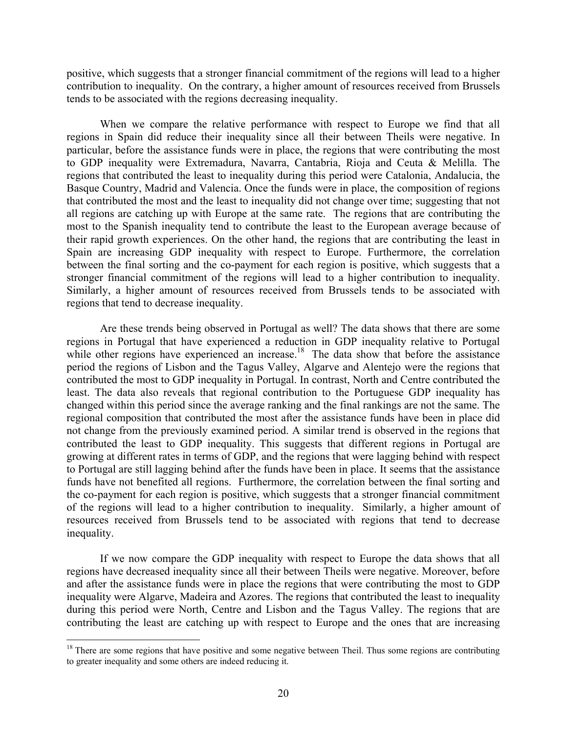positive, which suggests that a stronger financial commitment of the regions will lead to a higher contribution to inequality. On the contrary, a higher amount of resources received from Brussels tends to be associated with the regions decreasing inequality.

When we compare the relative performance with respect to Europe we find that all regions in Spain did reduce their inequality since all their between Theils were negative. In particular, before the assistance funds were in place, the regions that were contributing the most to GDP inequality were Extremadura, Navarra, Cantabria, Rioja and Ceuta & Melilla. The regions that contributed the least to inequality during this period were Catalonia, Andalucia, the Basque Country, Madrid and Valencia. Once the funds were in place, the composition of regions that contributed the most and the least to inequality did not change over time; suggesting that not all regions are catching up with Europe at the same rate. The regions that are contributing the most to the Spanish inequality tend to contribute the least to the European average because of their rapid growth experiences. On the other hand, the regions that are contributing the least in Spain are increasing GDP inequality with respect to Europe. Furthermore, the correlation between the final sorting and the co-payment for each region is positive, which suggests that a stronger financial commitment of the regions will lead to a higher contribution to inequality. Similarly, a higher amount of resources received from Brussels tends to be associated with regions that tend to decrease inequality.

Are these trends being observed in Portugal as well? The data shows that there are some regions in Portugal that have experienced a reduction in GDP inequality relative to Portugal while other regions have experienced an increase.[18] The data show that before the assistance period the regions of Lisbon and the Tagus Valley, Algarve and Alentejo were the regions that contributed the most to GDP inequality in Portugal. In contrast, North and Centre contributed the least. The data also reveals that regional contribution to the Portuguese GDP inequality has changed within this period since the average ranking and the final rankings are not the same. The regional composition that contributed the most after the assistance funds have been in place did not change from the previously examined period. A similar trend is observed in the regions that contributed the least to GDP inequality. This suggests that different regions in Portugal are growing at different rates in terms of GDP, and the regions that were lagging behind with respect to Portugal are still lagging behind after the funds have been in place. It seems that the assistance funds have not benefited all regions. Furthermore, the correlation between the final sorting and the co-payment for each region is positive, which suggests that a stronger financial commitment of the regions will lead to a higher contribution to inequality. Similarly, a higher amount of resources received from Brussels tend to be associated with regions that tend to decrease inequality.

If we now compare the GDP inequality with respect to Europe the data shows that all regions have decreased inequality since all their between Theils were negative. Moreover, before and after the assistance funds were in place the regions that were contributing the most to GDP inequality were Algarve, Madeira and Azores. The regions that contributed the least to inequality during this period were North, Centre and Lisbon and the Tagus Valley. The regions that are contributing the least are catching up with respect to Europe and the ones that are increasing

[18] There are some regions that have positive and some negative between Theil. Thus some regions are contributing to greater inequality and some others are indeed reducing it.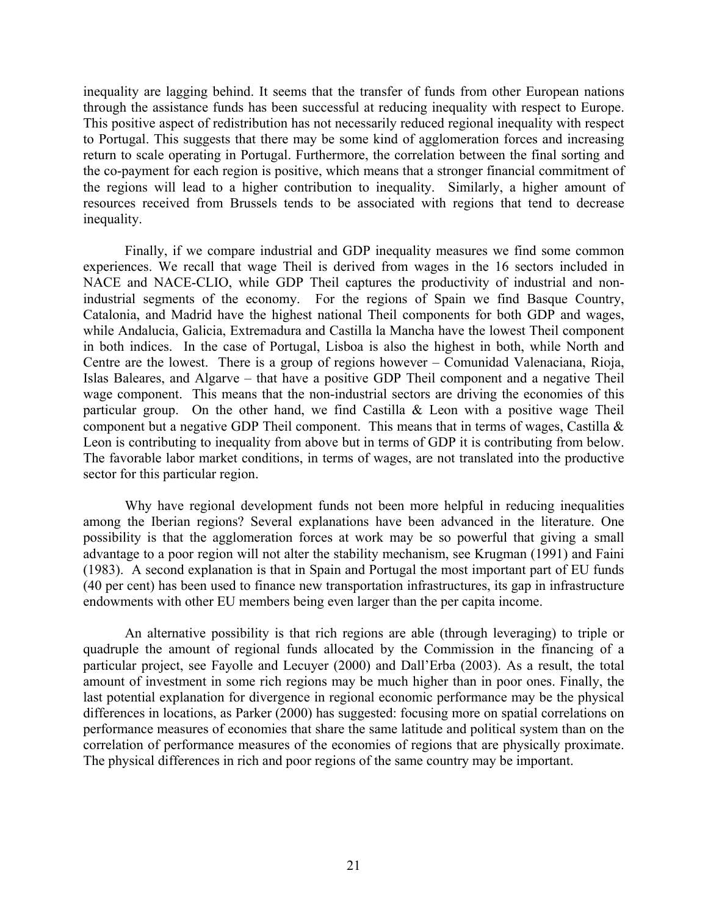inequality are lagging behind. It seems that the transfer of funds from other European nations through the assistance funds has been successful at reducing inequality with respect to Europe. This positive aspect of redistribution has not necessarily reduced regional inequality with respect to Portugal. This suggests that there may be some kind of agglomeration forces and increasing return to scale operating in Portugal. Furthermore, the correlation between the final sorting and the co-payment for each region is positive, which means that a stronger financial commitment of the regions will lead to a higher contribution to inequality. Similarly, a higher amount of resources received from Brussels tends to be associated with regions that tend to decrease inequality.

Finally, if we compare industrial and GDP inequality measures we find some common experiences. We recall that wage Theil is derived from wages in the 16 sectors included in NACE and NACE-CLIO, while GDP Theil captures the productivity of industrial and non-industrial segments of the economy. For the regions of Spain we find Basque Country, Catalonia, and Madrid have the highest national Theil components for both GDP and wages, while Andalucia, Galicia, Extremadura and Castilla la Mancha have the lowest Theil component in both indices. In the case of Portugal, Lisboa is also the highest in both, while North and Centre are the lowest. There is a group of regions however – Comunidad Valenaciana, Rioja, Islas Baleares, and Algarve – that have a positive GDP Theil component and a negative Theil wage component. This means that the non-industrial sectors are driving the economies of this particular group. On the other hand, we find Castilla & Leon with a positive wage Theil component but a negative GDP Theil component. This means that in terms of wages, Castilla & Leon is contributing to inequality from above but in terms of GDP it is contributing from below. The favorable labor market conditions, in terms of wages, are not translated into the productive sector for this particular region.

Why have regional development funds not been more helpful in reducing inequalities among the Iberian regions? Several explanations have been advanced in the literature. One possibility is that the agglomeration forces at work may be so powerful that giving a small advantage to a poor region will not alter the stability mechanism, see Krugman (1991) and Faini (1983). A second explanation is that in Spain and Portugal the most important part of EU funds (40 per cent) has been used to finance new transportation infrastructures, its gap in infrastructure endowments with other EU members being even larger than the per capita income.

An alternative possibility is that rich regions are able (through leveraging) to triple or quadruple the amount of regional funds allocated by the Commission in the financing of a particular project, see Fayolle and Lecuyer (2000) and Dall'Erba (2003). As a result, the total amount of investment in some rich regions may be much higher than in poor ones. Finally, the last potential explanation for divergence in regional economic performance may be the physical differences in locations, as Parker (2000) has suggested: focusing more on spatial correlations on performance measures of economies that share the same latitude and political system than on the correlation of performance measures of the economies of regions that are physically proximate. The physical differences in rich and poor regions of the same country may be important.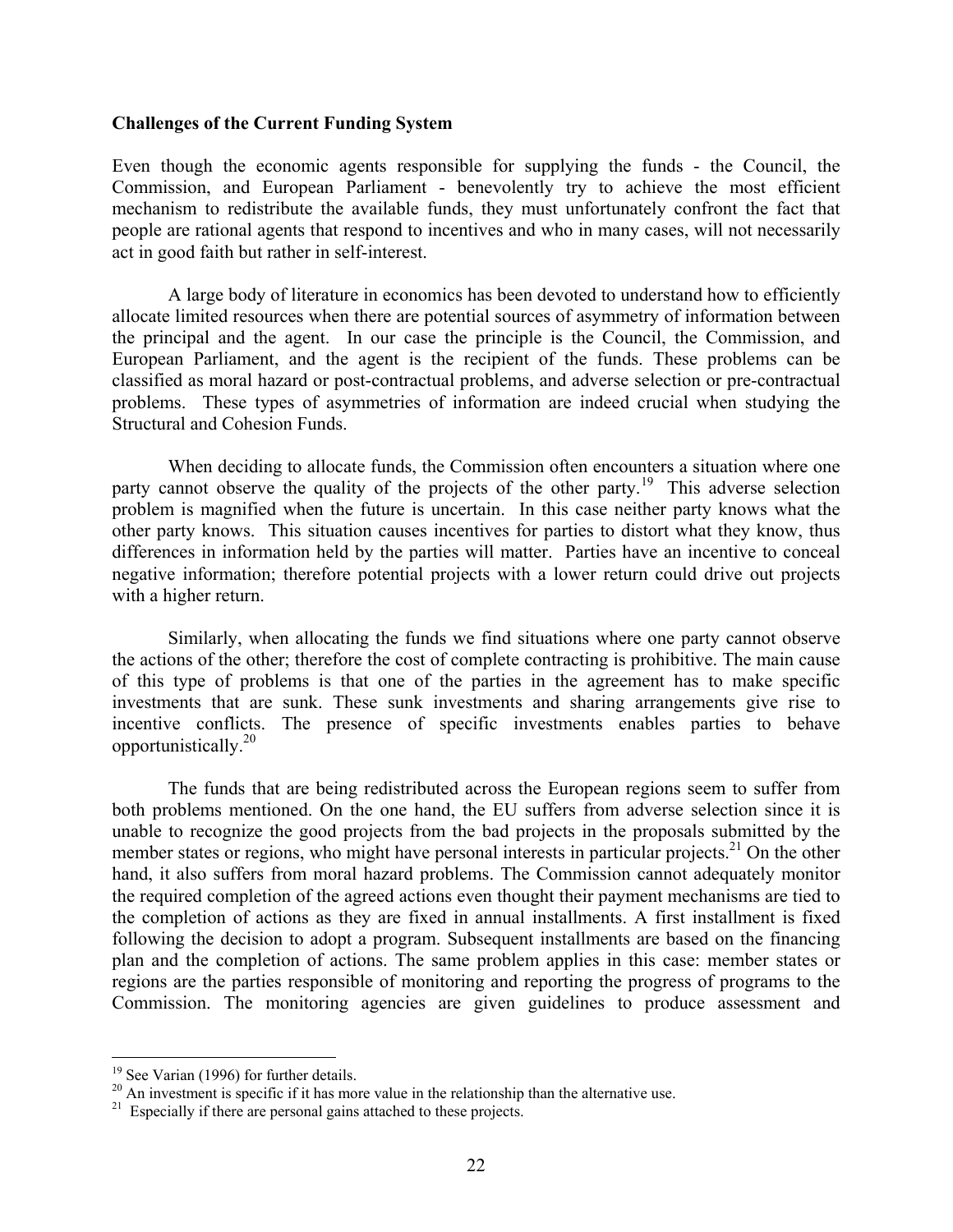## Challenges of the Current Funding System

Even though the economic agents responsible for supplying the funds - the Council, the Commission, and European Parliament - benevolently try to achieve the most efficient mechanism to redistribute the available funds, they must unfortunately confront the fact that people are rational agents that respond to incentives and who in many cases, will not necessarily act in good faith but rather in self-interest.

A large body of literature in economics has been devoted to understand how to efficiently allocate limited resources when there are potential sources of asymmetry of information between the principal and the agent. In our case the principle is the Council, the Commission, and European Parliament, and the agent is the recipient of the funds. These problems can be classified as moral hazard or post-contractual problems, and adverse selection or pre-contractual problems. These types of asymmetries of information are indeed crucial when studying the Structural and Cohesion Funds.

When deciding to allocate funds, the Commission often encounters a situation where one party cannot observe the quality of the projects of the other party.[19] This adverse selection problem is magnified when the future is uncertain. In this case neither party knows what the other party knows. This situation causes incentives for parties to distort what they know, thus differences in information held by the parties will matter. Parties have an incentive to conceal negative information; therefore potential projects with a lower return could drive out projects with a higher return.

Similarly, when allocating the funds we find situations where one party cannot observe the actions of the other; therefore the cost of complete contracting is prohibitive. The main cause of this type of problems is that one of the parties in the agreement has to make specific investments that are sunk. These sunk investments and sharing arrangements give rise to incentive conflicts. The presence of specific investments enables parties to behave opportunistically.[20]

The funds that are being redistributed across the European regions seem to suffer from both problems mentioned. On the one hand, the EU suffers from adverse selection since it is unable to recognize the good projects from the bad projects in the proposals submitted by the member states or regions, who might have personal interests in particular projects.[21] On the other hand, it also suffers from moral hazard problems. The Commission cannot adequately monitor the required completion of the agreed actions even thought their payment mechanisms are tied to the completion of actions as they are fixed in annual installments. A first installment is fixed following the decision to adopt a program. Subsequent installments are based on the financing plan and the completion of actions. The same problem applies in this case: member states or regions are the parties responsible of monitoring and reporting the progress of programs to the Commission. The monitoring agencies are given guidelines to produce assessment and

---

[19] See Varian (1996) for further details.

[20] An investment is specific if it has more value in the relationship than the alternative use.

[21] Especially if there are personal gains attached to these projects.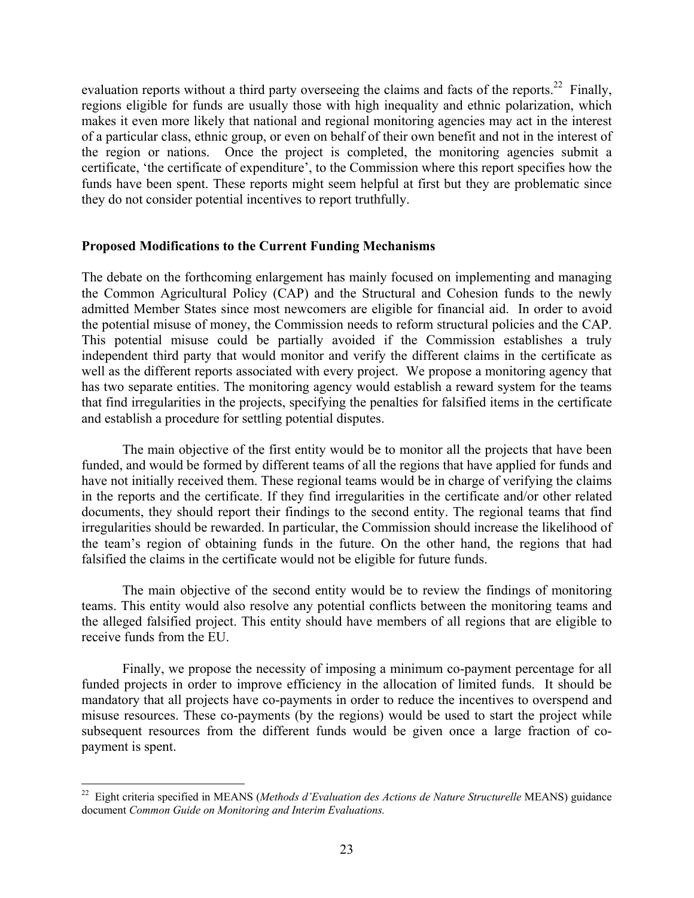evaluation reports without a third party overseeing the claims and facts of the reports.[22] Finally, regions eligible for funds are usually those with high inequality and ethnic polarization, which makes it even more likely that national and regional monitoring agencies may act in the interest of a particular class, ethnic group, or even on behalf of their own benefit and not in the interest of the region or nations. Once the project is completed, the monitoring agencies submit a certificate, 'the certificate of expenditure', to the Commission where this report specifies how the funds have been spent. These reports might seem helpful at first but they are problematic since they do not consider potential incentives to report truthfully.

**Proposed Modifications to the Current Funding Mechanisms**

The debate on the forthcoming enlargement has mainly focused on implementing and managing the Common Agricultural Policy (CAP) and the Structural and Cohesion funds to the newly admitted Member States since most newcomers are eligible for financial aid. In order to avoid the potential misuse of money, the Commission needs to reform structural policies and the CAP. This potential misuse could be partially avoided if the Commission establishes a truly independent third party that would monitor and verify the different claims in the certificate as well as the different reports associated with every project. We propose a monitoring agency that has two separate entities. The monitoring agency would establish a reward system for the teams that find irregularities in the projects, specifying the penalties for falsified items in the certificate and establish a procedure for settling potential disputes.

The main objective of the first entity would be to monitor all the projects that have been funded, and would be formed by different teams of all the regions that have applied for funds and have not initially received them. These regional teams would be in charge of verifying the claims in the reports and the certificate. If they find irregularities in the certificate and/or other related documents, they should report their findings to the second entity. The regional teams that find irregularities should be rewarded. In particular, the Commission should increase the likelihood of the team's region of obtaining funds in the future. On the other hand, the regions that had falsified the claims in the certificate would not be eligible for future funds.

The main objective of the second entity would be to review the findings of monitoring teams. This entity would also resolve any potential conflicts between the monitoring teams and the alleged falsified project. This entity should have members of all regions that are eligible to receive funds from the EU.

Finally, we propose the necessity of imposing a minimum co-payment percentage for all funded projects in order to improve efficiency in the allocation of limited funds. It should be mandatory that all projects have co-payments in order to reduce the incentives to overspend and misuse resources. These co-payments (by the regions) would be used to start the project while subsequent resources from the different funds would be given once a large fraction of co-payment is spent.

---

[22] Eight criteria specified in MEANS (*Methods d'Evaluation des Actions de Nature Structurelle* MEANS) guidance document *Common Guide on Monitoring and Interim Evaluations.*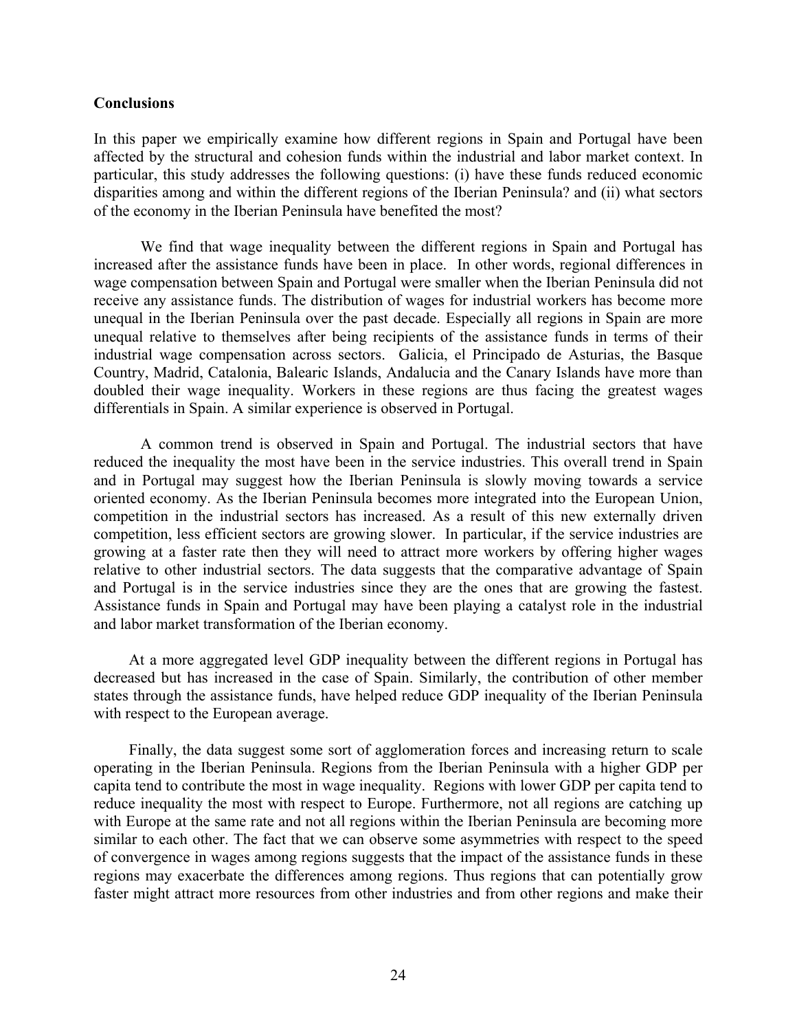**Conclusions**

In this paper we empirically examine how different regions in Spain and Portugal have been affected by the structural and cohesion funds within the industrial and labor market context. In particular, this study addresses the following questions: (i) have these funds reduced economic disparities among and within the different regions of the Iberian Peninsula? and (ii) what sectors of the economy in the Iberian Peninsula have benefited the most?

We find that wage inequality between the different regions in Spain and Portugal has increased after the assistance funds have been in place. In other words, regional differences in wage compensation between Spain and Portugal were smaller when the Iberian Peninsula did not receive any assistance funds. The distribution of wages for industrial workers has become more unequal in the Iberian Peninsula over the past decade. Especially all regions in Spain are more unequal relative to themselves after being recipients of the assistance funds in terms of their industrial wage compensation across sectors. Galicia, el Principado de Asturias, the Basque Country, Madrid, Catalonia, Balearic Islands, Andalucia and the Canary Islands have more than doubled their wage inequality. Workers in these regions are thus facing the greatest wages differentials in Spain. A similar experience is observed in Portugal.

A common trend is observed in Spain and Portugal. The industrial sectors that have reduced the inequality the most have been in the service industries. This overall trend in Spain and in Portugal may suggest how the Iberian Peninsula is slowly moving towards a service oriented economy. As the Iberian Peninsula becomes more integrated into the European Union, competition in the industrial sectors has increased. As a result of this new externally driven competition, less efficient sectors are growing slower. In particular, if the service industries are growing at a faster rate then they will need to attract more workers by offering higher wages relative to other industrial sectors. The data suggests that the comparative advantage of Spain and Portugal is in the service industries since they are the ones that are growing the fastest. Assistance funds in Spain and Portugal may have been playing a catalyst role in the industrial and labor market transformation of the Iberian economy.

At a more aggregated level GDP inequality between the different regions in Portugal has decreased but has increased in the case of Spain. Similarly, the contribution of other member states through the assistance funds, have helped reduce GDP inequality of the Iberian Peninsula with respect to the European average.

Finally, the data suggest some sort of agglomeration forces and increasing return to scale operating in the Iberian Peninsula. Regions from the Iberian Peninsula with a higher GDP per capita tend to contribute the most in wage inequality. Regions with lower GDP per capita tend to reduce inequality the most with respect to Europe. Furthermore, not all regions are catching up with Europe at the same rate and not all regions within the Iberian Peninsula are becoming more similar to each other. The fact that we can observe some asymmetries with respect to the speed of convergence in wages among regions suggests that the impact of the assistance funds in these regions may exacerbate the differences among regions. Thus regions that can potentially grow faster might attract more resources from other industries and from other regions and make their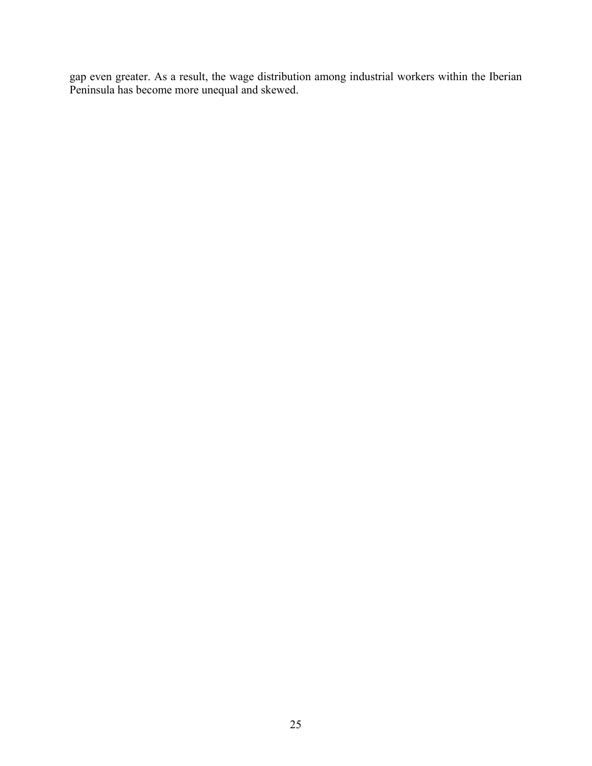gap even greater. As a result, the wage distribution among industrial workers within the Iberian Peninsula has become more unequal and skewed.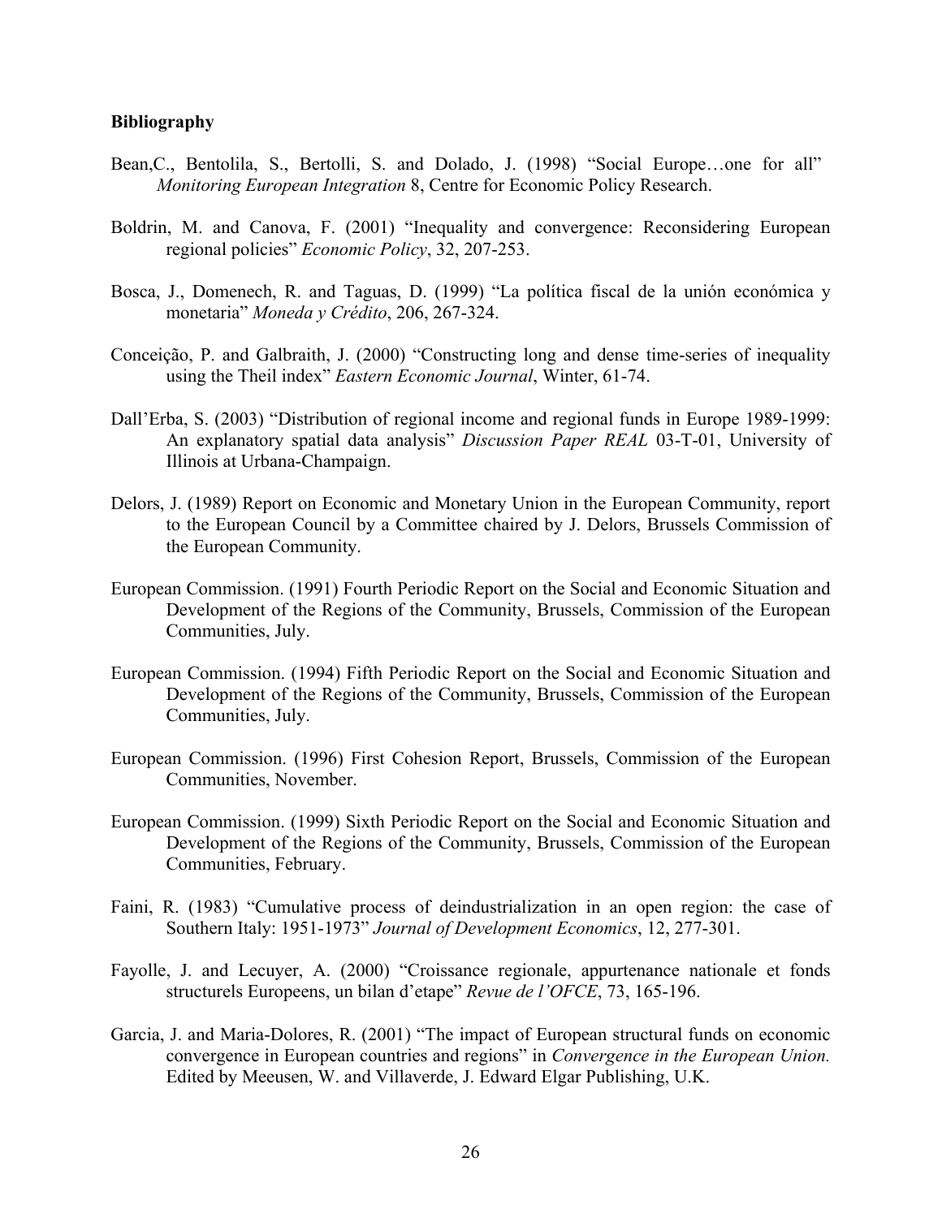**Bibliography**

Bean,C., Bentolila, S., Bertolli, S. and Dolado, J. (1998) "Social Europe…one for all" *Monitoring European Integration* 8, Centre for Economic Policy Research.

Boldrin, M. and Canova, F. (2001) "Inequality and convergence: Reconsidering European regional policies" *Economic Policy*, 32, 207-253.

Bosca, J., Domenech, R. and Taguas, D. (1999) "La política fiscal de la unión económica y monetaria" *Moneda y Crédito*, 206, 267-324.

Conceição, P. and Galbraith, J. (2000) "Constructing long and dense time-series of inequality using the Theil index" *Eastern Economic Journal*, Winter, 61-74.

Dall'Erba, S. (2003) "Distribution of regional income and regional funds in Europe 1989-1999: An explanatory spatial data analysis" *Discussion Paper REAL* 03-T-01, University of Illinois at Urbana-Champaign.

Delors, J. (1989) Report on Economic and Monetary Union in the European Community, report to the European Council by a Committee chaired by J. Delors, Brussels Commission of the European Community.

European Commission. (1991) Fourth Periodic Report on the Social and Economic Situation and Development of the Regions of the Community, Brussels, Commission of the European Communities, July.

European Commission. (1994) Fifth Periodic Report on the Social and Economic Situation and Development of the Regions of the Community, Brussels, Commission of the European Communities, July.

European Commission. (1996) First Cohesion Report, Brussels, Commission of the European Communities, November.

European Commission. (1999) Sixth Periodic Report on the Social and Economic Situation and Development of the Regions of the Community, Brussels, Commission of the European Communities, February.

Faini, R. (1983) "Cumulative process of deindustrialization in an open region: the case of Southern Italy: 1951-1973" *Journal of Development Economics*, 12, 277-301.

Fayolle, J. and Lecuyer, A. (2000) "Croissance regionale, appurtenance nationale et fonds structurels Europeens, un bilan d'etape" *Revue de l'OFCE*, 73, 165-196.

Garcia, J. and Maria-Dolores, R. (2001) "The impact of European structural funds on economic convergence in European countries and regions" in *Convergence in the European Union.* Edited by Meeusen, W. and Villaverde, J. Edward Elgar Publishing, U.K.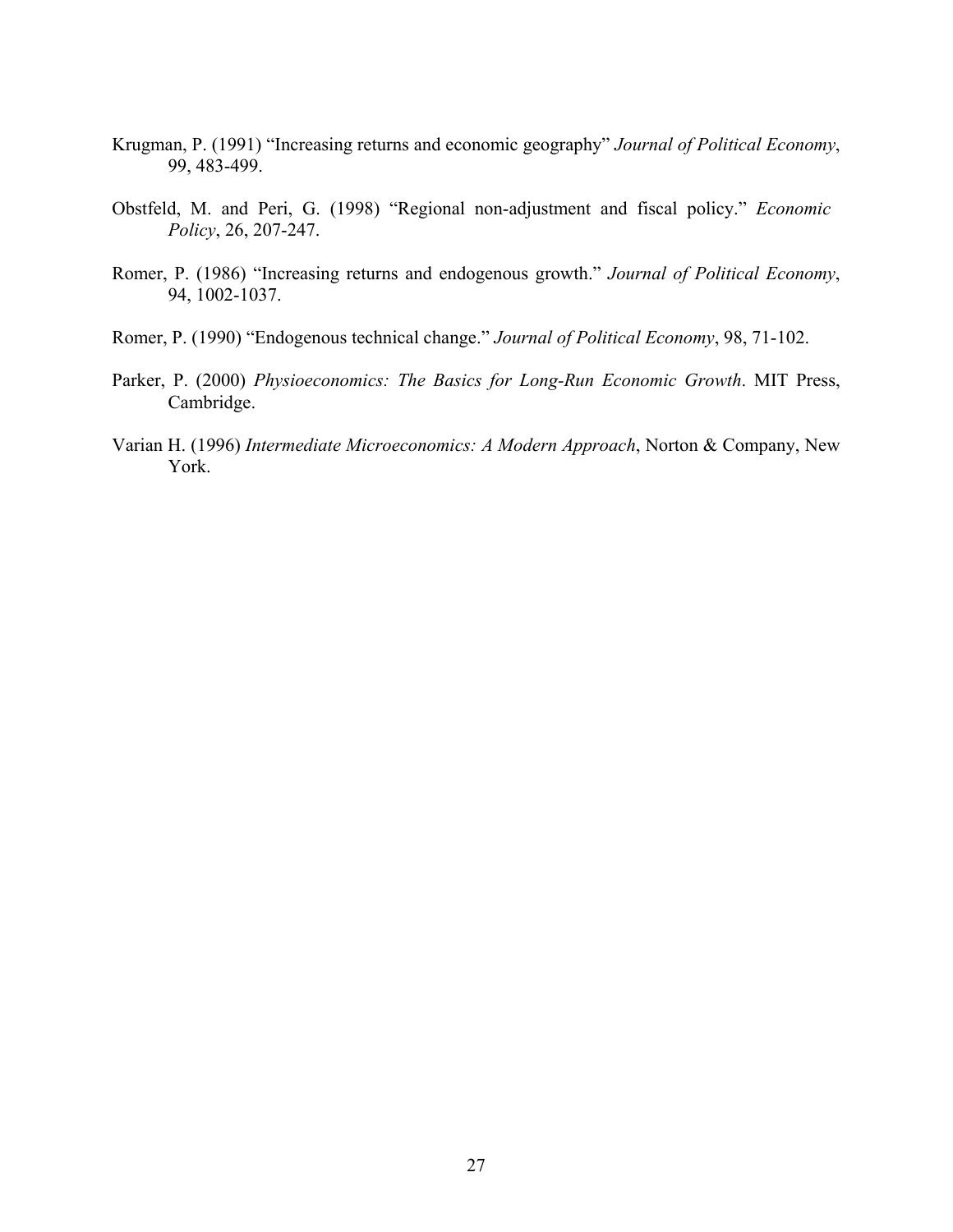Krugman, P. (1991) "Increasing returns and economic geography" *Journal of Political Economy*, 99, 483-499.

Obstfeld, M. and Peri, G. (1998) "Regional non-adjustment and fiscal policy." *Economic Policy*, 26, 207-247.

Romer, P. (1986) "Increasing returns and endogenous growth." *Journal of Political Economy*, 94, 1002-1037.

Romer, P. (1990) "Endogenous technical change." *Journal of Political Economy*, 98, 71-102.

Parker, P. (2000) *Physioeconomics: The Basics for Long-Run Economic Growth*. MIT Press, Cambridge.

Varian H. (1996) *Intermediate Microeconomics: A Modern Approach*, Norton & Company, New York.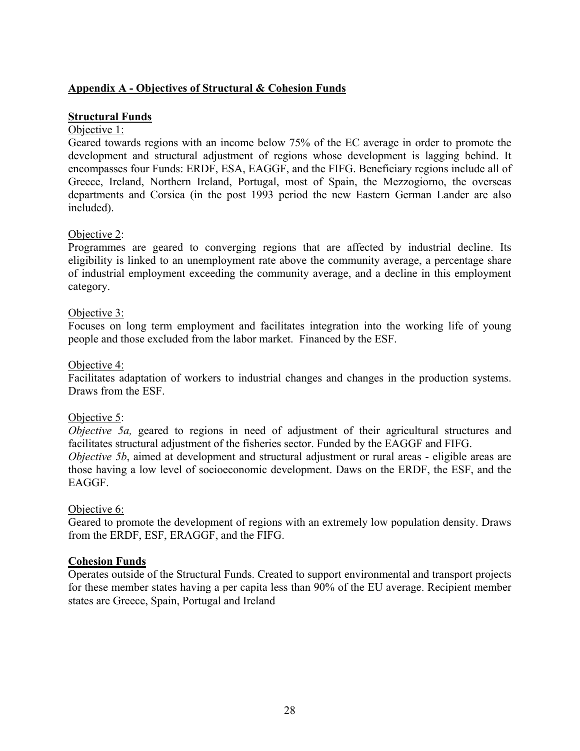## Appendix A - Objectives of Structural & Cohesion Funds

### Structural Funds

Objective 1:

Geared towards regions with an income below 75% of the EC average in order to promote the development and structural adjustment of regions whose development is lagging behind. It encompasses four Funds: ERDF, ESA, EAGGF, and the FIFG. Beneficiary regions include all of Greece, Ireland, Northern Ireland, Portugal, most of Spain, the Mezzogiorno, the overseas departments and Corsica (in the post 1993 period the new Eastern German Lander are also included).

Objective 2:

Programmes are geared to converging regions that are affected by industrial decline. Its eligibility is linked to an unemployment rate above the community average, a percentage share of industrial employment exceeding the community average, and a decline in this employment category.

Objective 3:

Focuses on long term employment and facilitates integration into the working life of young people and those excluded from the labor market. Financed by the ESF.

Objective 4:

Facilitates adaptation of workers to industrial changes and changes in the production systems. Draws from the ESF.

Objective 5:

*Objective 5a,* geared to regions in need of adjustment of their agricultural structures and facilitates structural adjustment of the fisheries sector. Funded by the EAGGF and FIFG.

*Objective 5b*, aimed at development and structural adjustment or rural areas - eligible areas are those having a low level of socioeconomic development. Daws on the ERDF, the ESF, and the EAGGF.

Objective 6:

Geared to promote the development of regions with an extremely low population density. Draws from the ERDF, ESF, ERAGGF, and the FIFG.

### Cohesion Funds

Operates outside of the Structural Funds. Created to support environmental and transport projects for these member states having a per capita less than 90% of the EU average. Recipient member states are Greece, Spain, Portugal and Ireland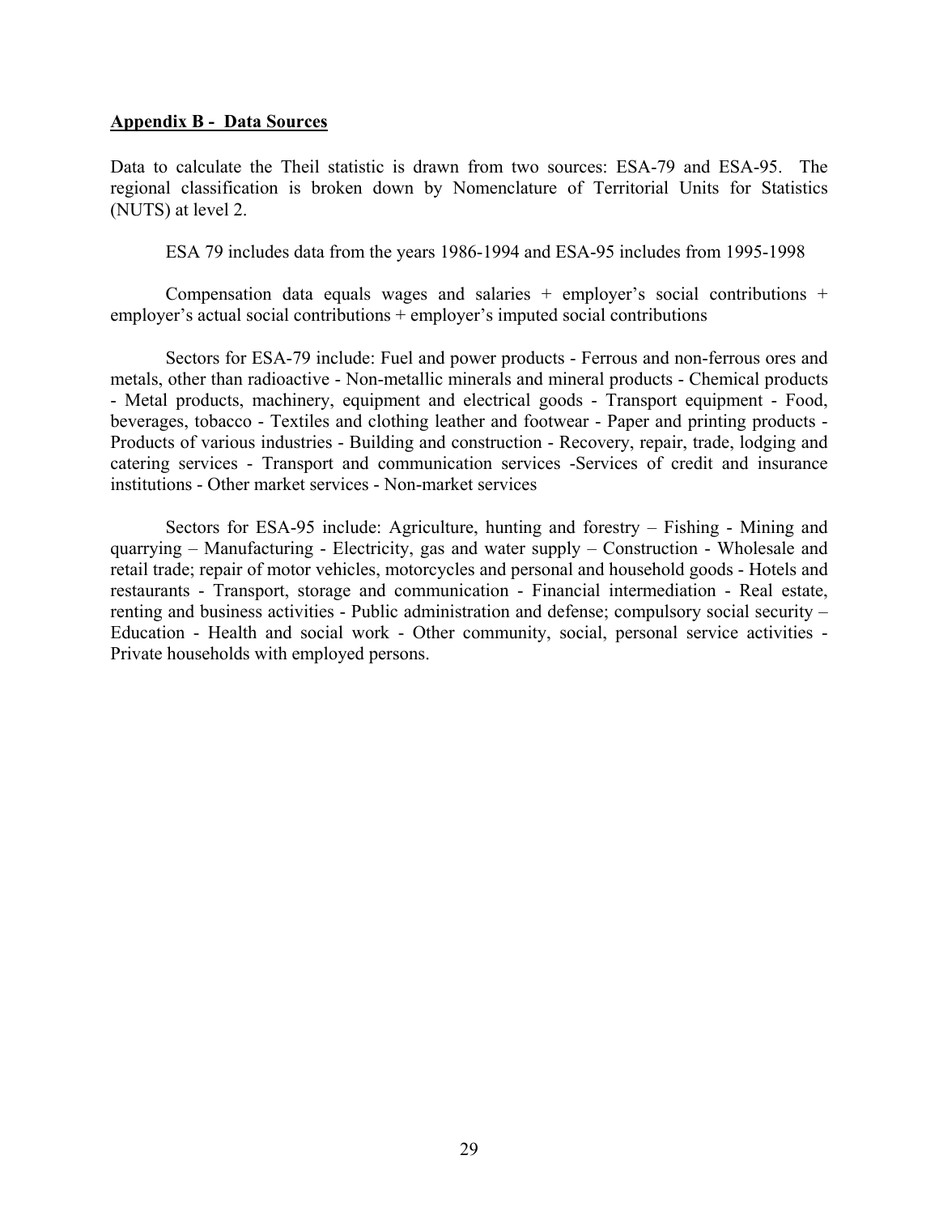## Appendix B - Data Sources

Data to calculate the Theil statistic is drawn from two sources: ESA-79 and ESA-95. The regional classification is broken down by Nomenclature of Territorial Units for Statistics (NUTS) at level 2.

ESA 79 includes data from the years 1986-1994 and ESA-95 includes from 1995-1998

Compensation data equals wages and salaries + employer's social contributions + employer's actual social contributions + employer's imputed social contributions

Sectors for ESA-79 include: Fuel and power products - Ferrous and non-ferrous ores and metals, other than radioactive - Non-metallic minerals and mineral products - Chemical products - Metal products, machinery, equipment and electrical goods - Transport equipment - Food, beverages, tobacco - Textiles and clothing leather and footwear - Paper and printing products - Products of various industries - Building and construction - Recovery, repair, trade, lodging and catering services - Transport and communication services -Services of credit and insurance institutions - Other market services - Non-market services

Sectors for ESA-95 include: Agriculture, hunting and forestry – Fishing - Mining and quarrying – Manufacturing - Electricity, gas and water supply – Construction - Wholesale and retail trade; repair of motor vehicles, motorcycles and personal and household goods - Hotels and restaurants - Transport, storage and communication - Financial intermediation - Real estate, renting and business activities - Public administration and defense; compulsory social security – Education - Health and social work - Other community, social, personal service activities - Private households with employed persons.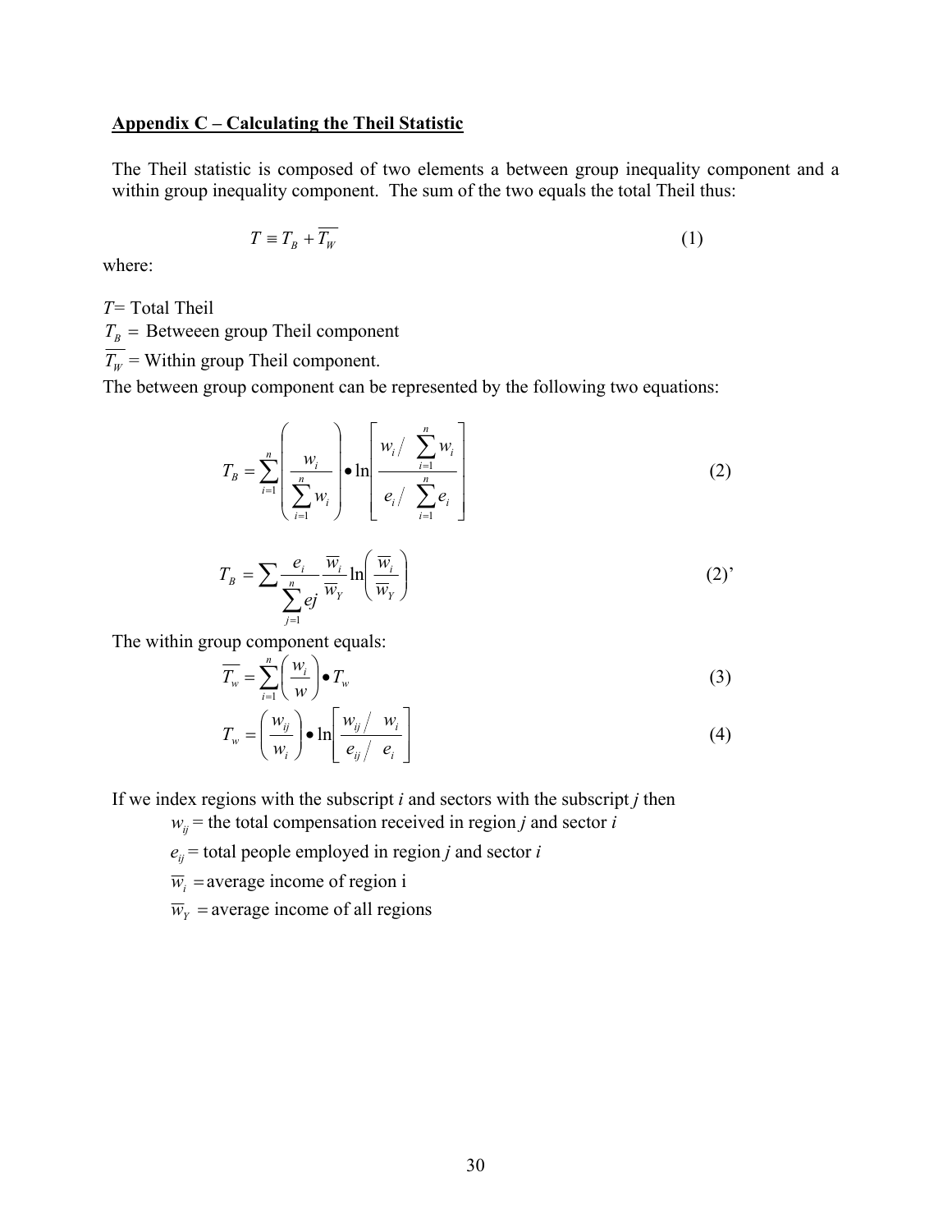## Appendix C – Calculating the Theil Statistic

The Theil statistic is composed of two elements a between group inequality component and a within group inequality component. The sum of the two equals the total Theil thus:

$$T \equiv T_B + \overline{T_W} \tag{1}$$

where:

$T$= Total Theil

$T_B =$ Betweeen group Theil component

$\overline{T_W}$ = Within group Theil component.

The between group component can be represented by the following two equations:

$$T_B = \sum_{i=1}^{n} \left( \frac{w_i}{\sum_{i=1}^{n} w_i} \right) \bullet \ln \left[ \frac{w_i \Big/ \sum_{i=1}^{n} w_i}{e_i \Big/ \sum_{i=1}^{n} e_i} \right] \tag{2}$$

$$T_B = \sum \frac{e_i}{\sum_{j=1}^{n} ej} \frac{\overline{w}_i}{\overline{w}_Y} \ln \left( \frac{\overline{w}_i}{\overline{w}_Y} \right) \tag{2'}$$

The within group component equals:

$$\overline{T_w} = \sum_{i=1}^{n} \left( \frac{w_i}{w} \right) \bullet T_w \tag{3}$$

$$T_w = \left( \frac{w_{ij}}{w_i} \right) \bullet \ln \left[ \frac{w_{ij} \big/ \; w_i}{e_{ij} \big/ \; e_i} \right] \tag{4}$$

If we index regions with the subscript *i* and sectors with the subscript *j* then

$w_{ij}$ = the total compensation received in region *j* and sector *i*

$e_{ij}$ = total people employed in region *j* and sector *i*

$\overline{w}_i$ = average income of region i

$\overline{w}_Y$ = average income of all regions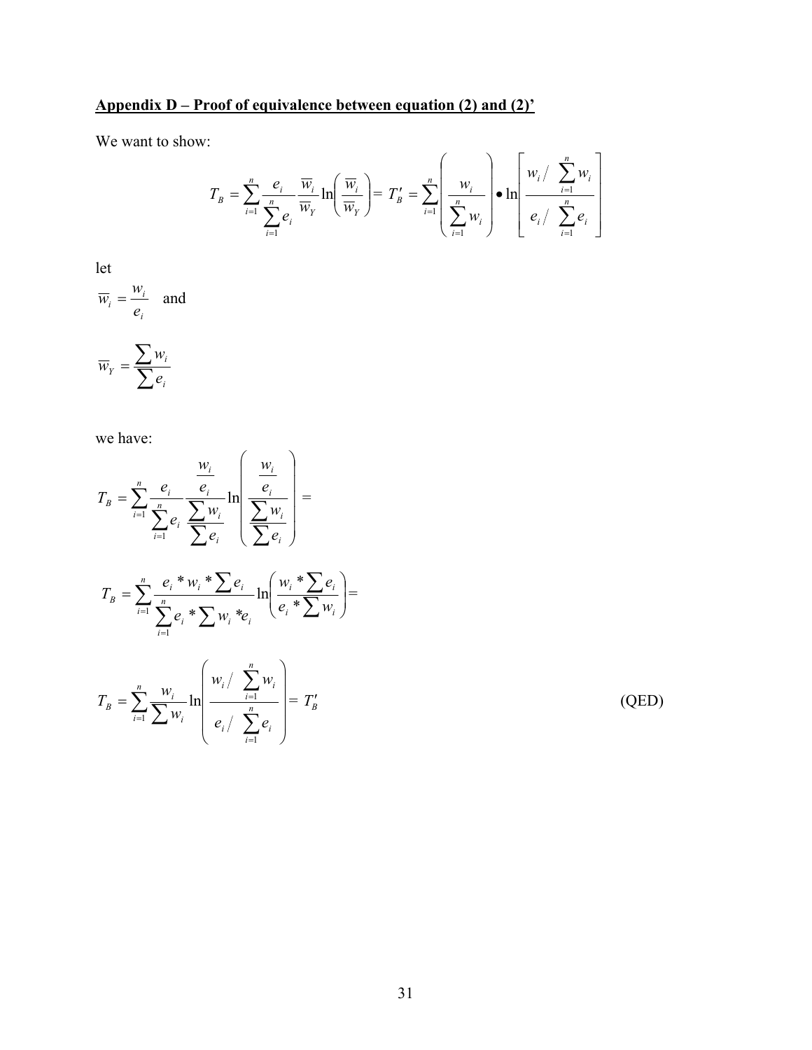## Appendix D – Proof of equivalence between equation (2) and (2)'

We want to show:

$$T_B = \sum_{i=1}^{n} \frac{e_i}{\sum_{i=1}^{n} e_i} \frac{\overline{w}_i}{\overline{w}_Y} \ln\left(\frac{\overline{w}_i}{\overline{w}_Y}\right) = T'_B = \sum_{i=1}^{n} \left(\frac{w_i}{\sum_{i=1}^{n} w_i}\right) \bullet \ln\left[\frac{w_i \big/ \sum_{i=1}^{n} w_i}{e_i \big/ \sum_{i=1}^{n} e_i}\right]$$

let

$$\overline{w}_i = \frac{w_i}{e_i} \quad \text{and}$$

$$\overline{w}_Y = \frac{\sum w_i}{\sum e_i}$$

we have:

$$T_B = \sum_{i=1}^{n} \frac{e_i}{\sum_{i=1}^{n} e_i} \frac{\frac{w_i}{e_i}}{\frac{\sum w_i}{\sum e_i}} \ln\left(\frac{\frac{w_i}{e_i}}{\frac{\sum w_i}{\sum e_i}}\right) =$$

$$T_B = \sum_{i=1}^{n} \frac{e_i * w_i * \sum e_i}{\sum_{i=1}^{n} e_i * \sum w_i * e_i} \ln\left(\frac{w_i * \sum e_i}{e_i * \sum w_i}\right) =$$

$$T_B = \sum_{i=1}^{n} \frac{w_i}{\sum w_i} \ln\left(\frac{w_i \big/ \sum_{i=1}^{n} w_i}{e_i \big/ \sum_{i=1}^{n} e_i}\right) = T'_B \qquad \text{(QED)}$$